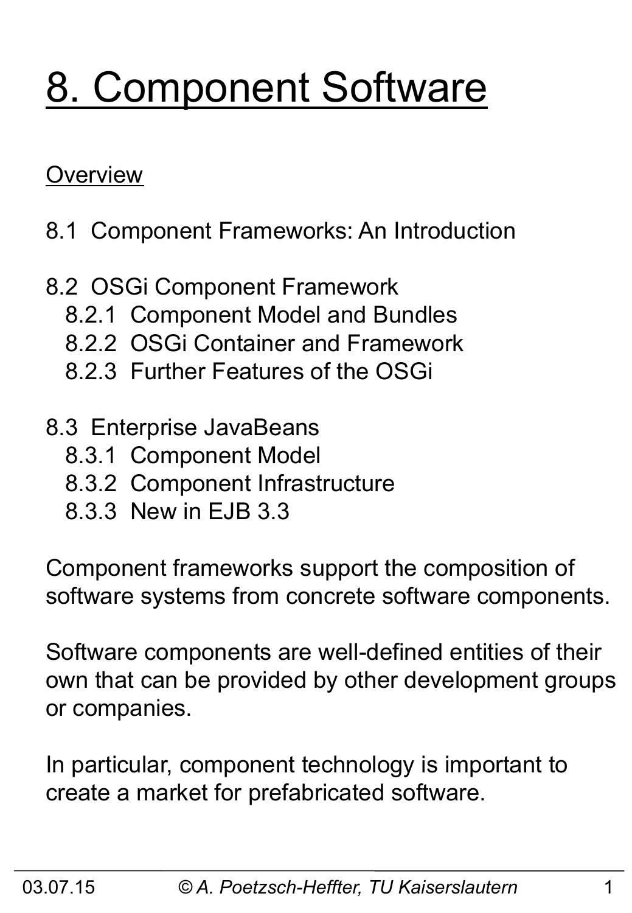# 8. Component Software

Overview

8.1 Component Frameworks: An Introduction

8.2 OSGi Component Framework
- 8.2.1 Component Model and Bundles
- 8.2.2 OSGi Container and Framework
- 8.2.3 Further Features of the OSGi

8.3 Enterprise JavaBeans
- 8.3.1 Component Model
- 8.3.2 Component Infrastructure
- 8.3.3 New in EJB 3.3

Component frameworks support the composition of software systems from concrete software components.

Software components are well-defined entities of their own that can be provided by other development groups or companies.

In particular, component technology is important to create a market for prefabricated software.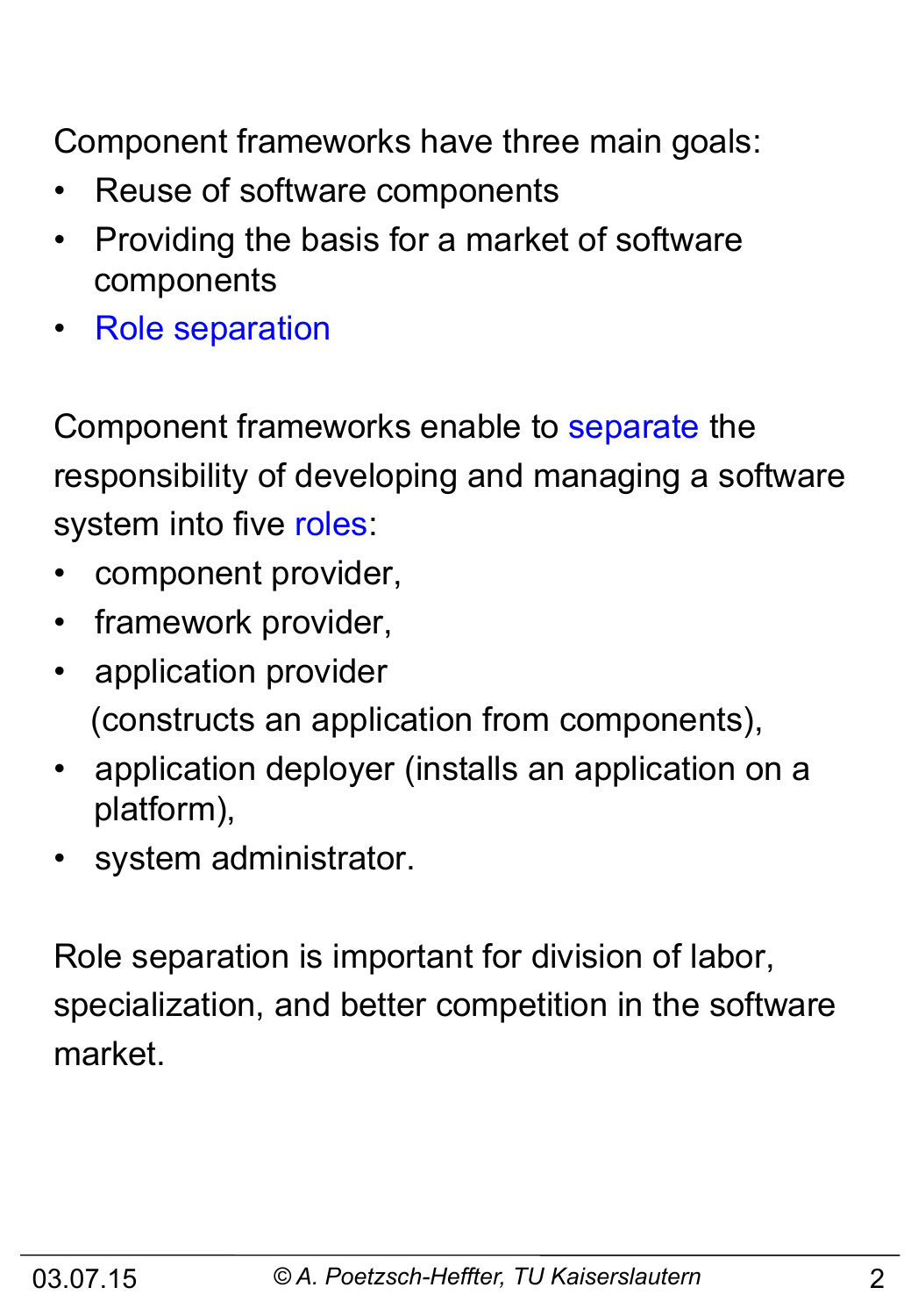Component frameworks have three main goals:

- Reuse of software components
- Providing the basis for a market of software components
- Role separation

Component frameworks enable to separate the responsibility of developing and managing a software system into five roles:

- component provider,
- framework provider,
- application provider (constructs an application from components),
- application deployer (installs an application on a platform),
- system administrator.

Role separation is important for division of labor, specialization, and better competition in the software market.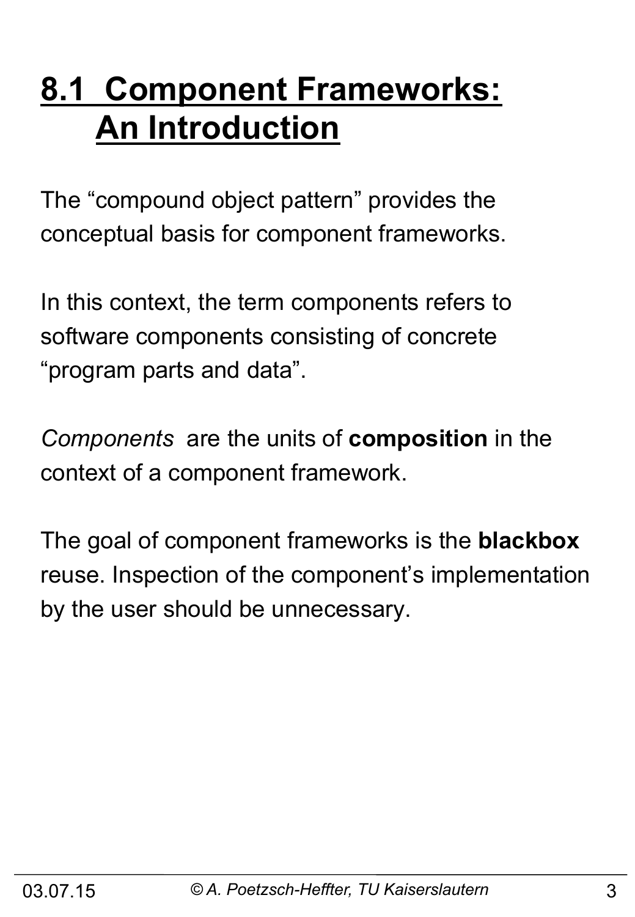# 8.1 Component Frameworks: An Introduction

The “compound object pattern” provides the conceptual basis for component frameworks.

In this context, the term components refers to software components consisting of concrete “program parts and data”.

*Components* are the units of **composition** in the context of a component framework.

The goal of component frameworks is the **blackbox** reuse. Inspection of the component’s implementation by the user should be unnecessary.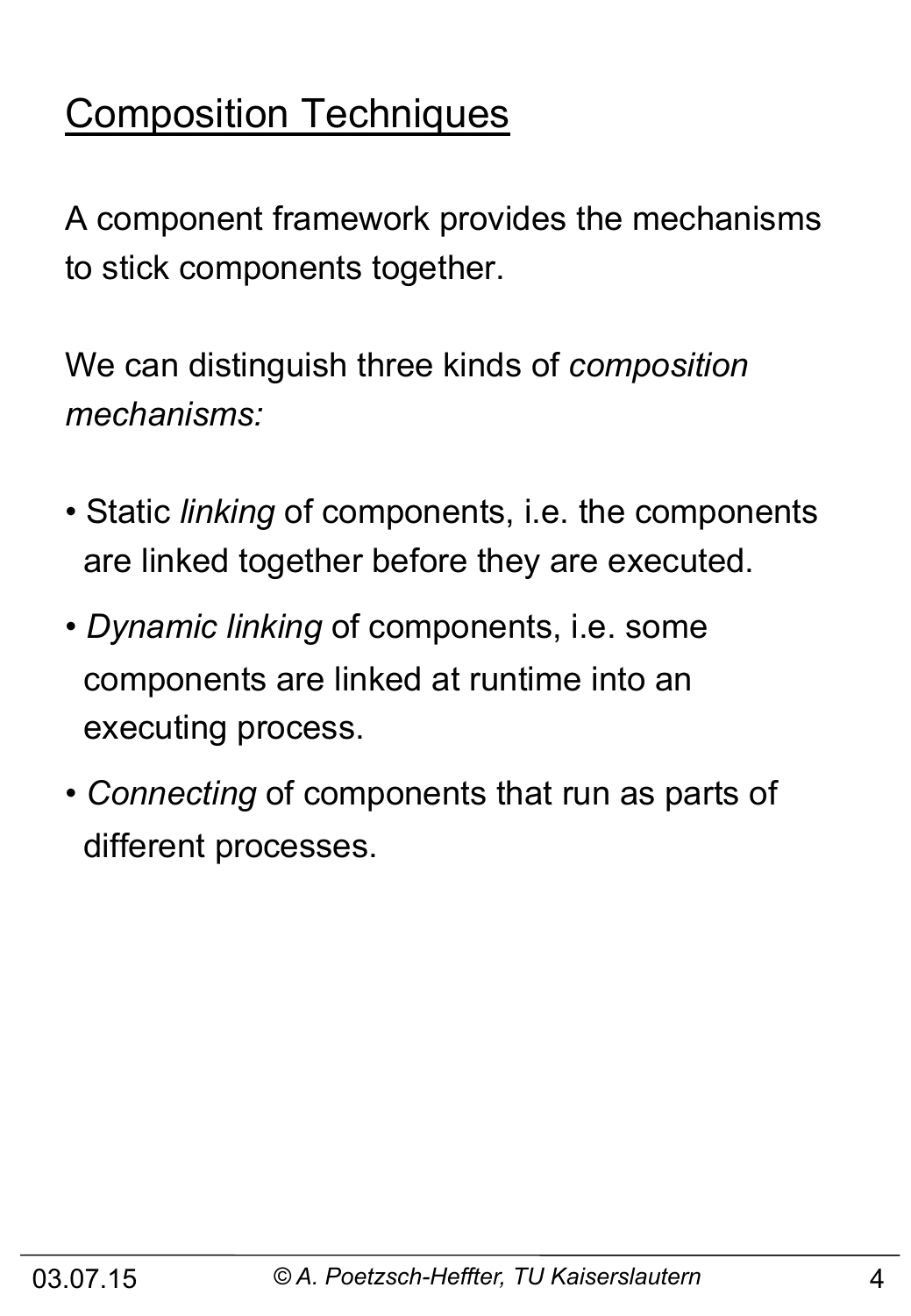## Composition Techniques

A component framework provides the mechanisms to stick components together.

We can distinguish three kinds of *composition mechanisms:*

- Static *linking* of components, i.e. the components are linked together before they are executed.
- *Dynamic linking* of components, i.e. some components are linked at runtime into an executing process.
- *Connecting* of components that run as parts of different processes.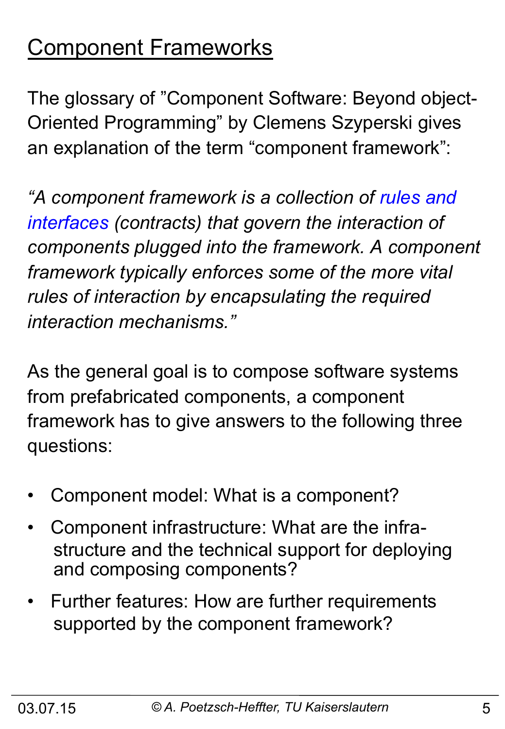# Component Frameworks

The glossary of "Component Software: Beyond object-Oriented Programming" by Clemens Szyperski gives an explanation of the term "component framework":

*"A component framework is a collection of rules and interfaces (contracts) that govern the interaction of components plugged into the framework. A component framework typically enforces some of the more vital rules of interaction by encapsulating the required interaction mechanisms."*

As the general goal is to compose software systems from prefabricated components, a component framework has to give answers to the following three questions:

- Component model: What is a component?
- Component infrastructure: What are the infrastructure and the technical support for deploying and composing components?
- Further features: How are further requirements supported by the component framework?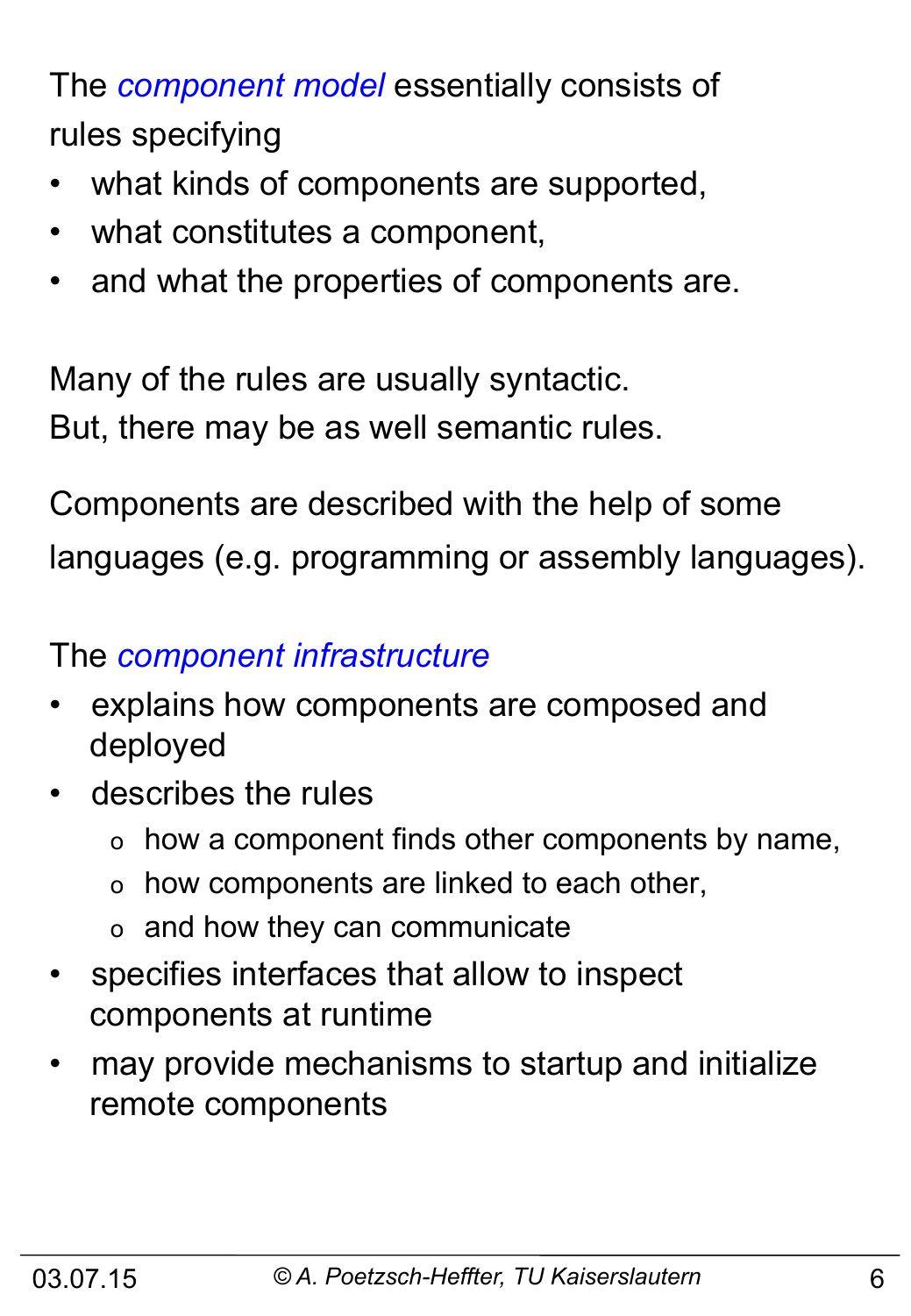The *component model* essentially consists of rules specifying

- what kinds of components are supported,
- what constitutes a component,
- and what the properties of components are.

Many of the rules are usually syntactic.
But, there may be as well semantic rules.

Components are described with the help of some languages (e.g. programming or assembly languages).

The *component infrastructure*

- explains how components are composed and deployed
- describes the rules
  - how a component finds other components by name,
  - how components are linked to each other,
  - and how they can communicate
- specifies interfaces that allow to inspect components at runtime
- may provide mechanisms to startup and initialize remote components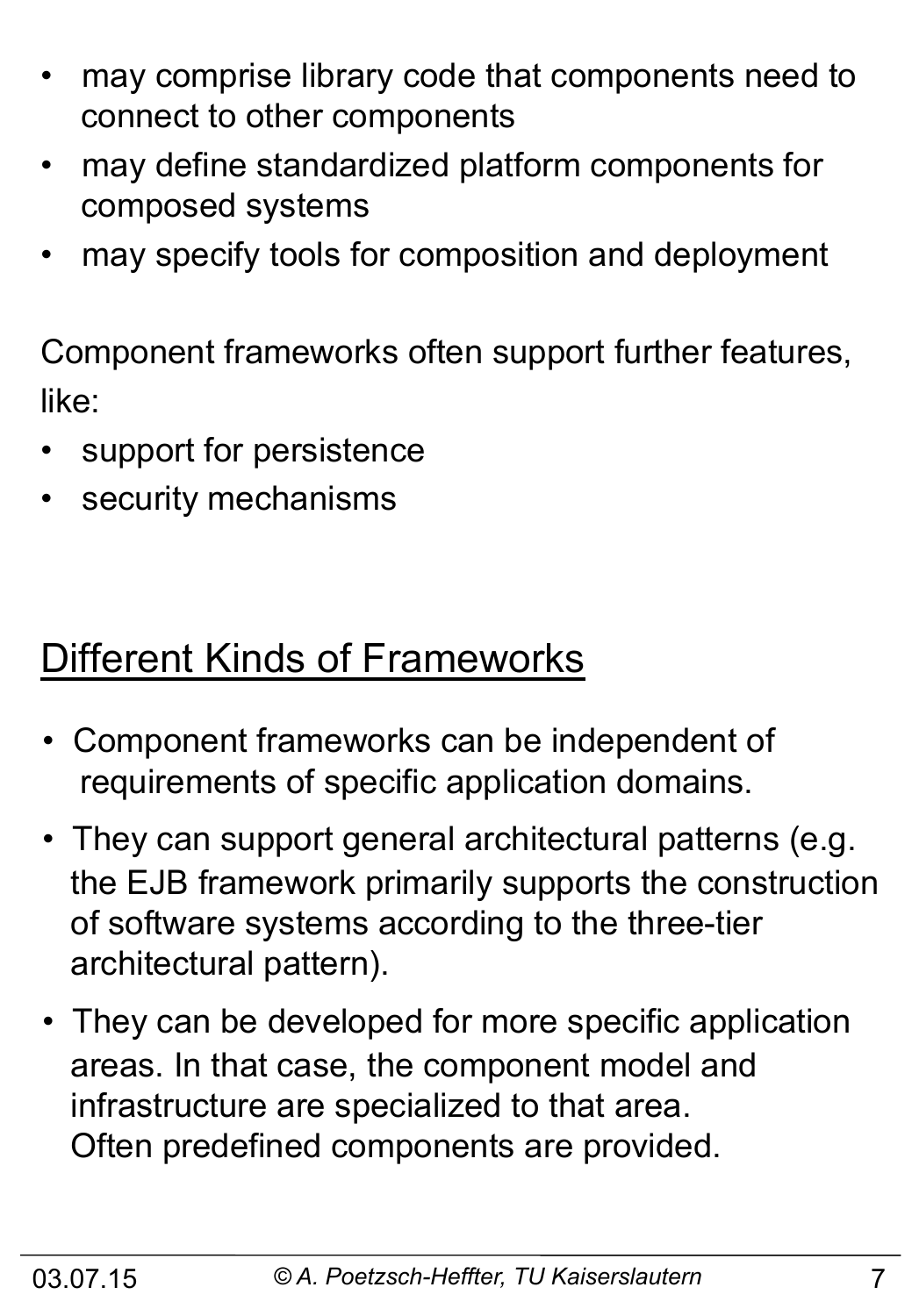- may comprise library code that components need to connect to other components
- may define standardized platform components for composed systems
- may specify tools for composition and deployment

Component frameworks often support further features, like:

- support for persistence
- security mechanisms

## Different Kinds of Frameworks

- Component frameworks can be independent of requirements of specific application domains.
- They can support general architectural patterns (e.g. the EJB framework primarily supports the construction of software systems according to the three-tier architectural pattern).
- They can be developed for more specific application areas. In that case, the component model and infrastructure are specialized to that area. Often predefined components are provided.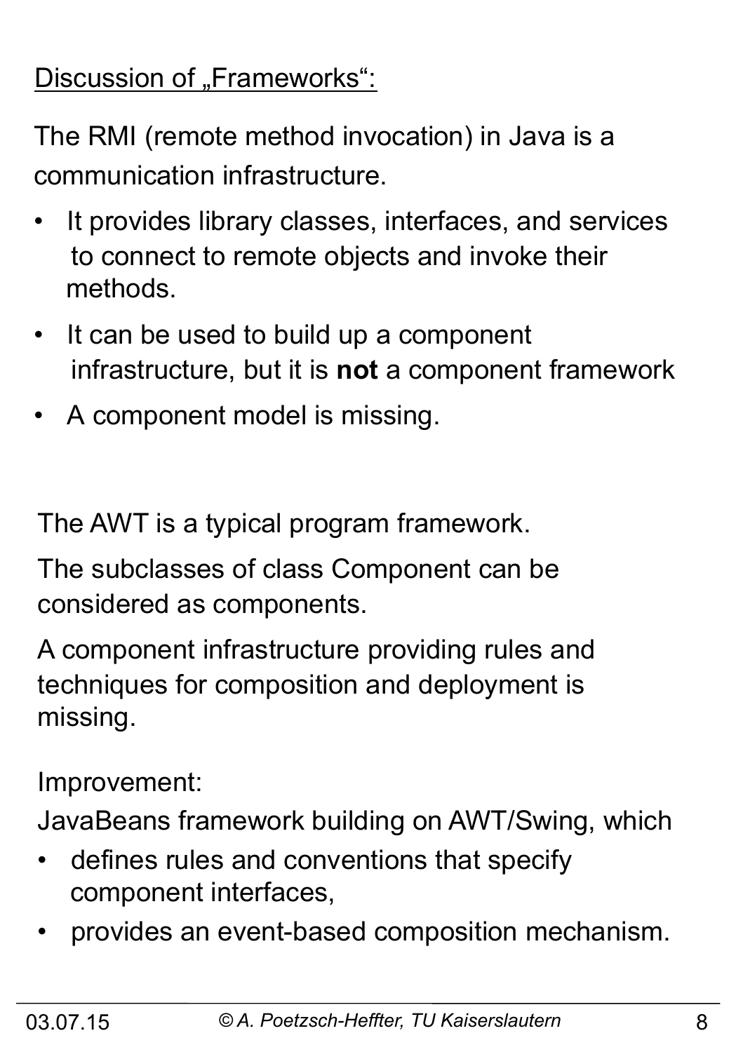Discussion of „Frameworks“:

The RMI (remote method invocation) in Java is a communication infrastructure.

- It provides library classes, interfaces, and services to connect to remote objects and invoke their methods.
- It can be used to build up a component infrastructure, but it is **not** a component framework
- A component model is missing.

The AWT is a typical program framework.

The subclasses of class Component can be considered as components.

A component infrastructure providing rules and techniques for composition and deployment is missing.

Improvement:

JavaBeans framework building on AWT/Swing, which

- defines rules and conventions that specify component interfaces,
- provides an event-based composition mechanism.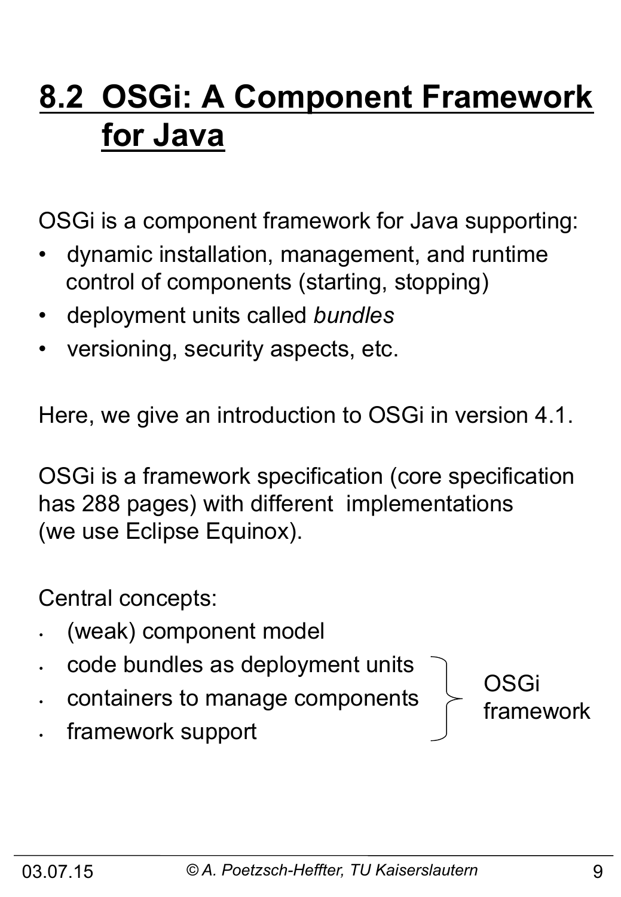# 8.2 OSGi: A Component Framework for Java

OSGi is a component framework for Java supporting:

- dynamic installation, management, and runtime control of components (starting, stopping)
- deployment units called *bundles*
- versioning, security aspects, etc.

Here, we give an introduction to OSGi in version 4.1.

OSGi is a framework specification (core specification has 288 pages) with different implementations (we use Eclipse Equinox).

Central concepts:

- (weak) component model
- code bundles as deployment units
- containers to manage components
- framework support

(The last three items — code bundles as deployment units, containers to manage components, framework support — are grouped as: OSGi framework)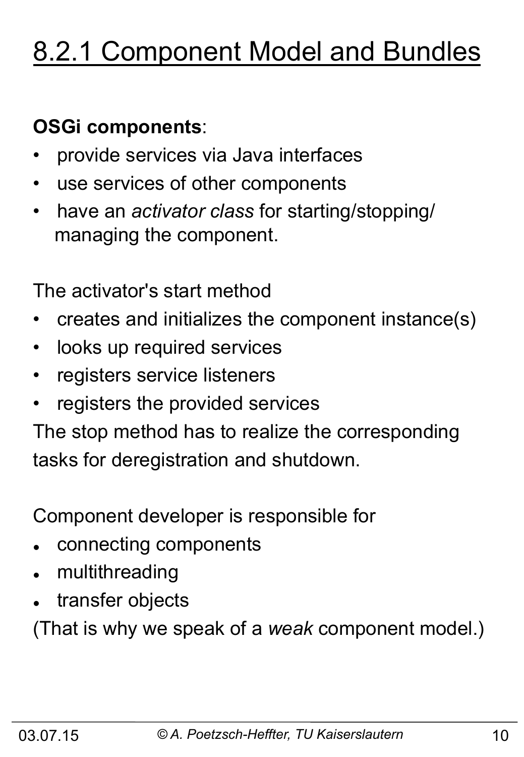# 8.2.1 Component Model and Bundles

**OSGi components**:

- provide services via Java interfaces
- use services of other components
- have an *activator class* for starting/stopping/ managing the component.

The activator's start method

- creates and initializes the component instance(s)
- looks up required services
- registers service listeners
- registers the provided services

The stop method has to realize the corresponding tasks for deregistration and shutdown.

Component developer is responsible for

- connecting components
- multithreading
- transfer objects

(That is why we speak of a *weak* component model.)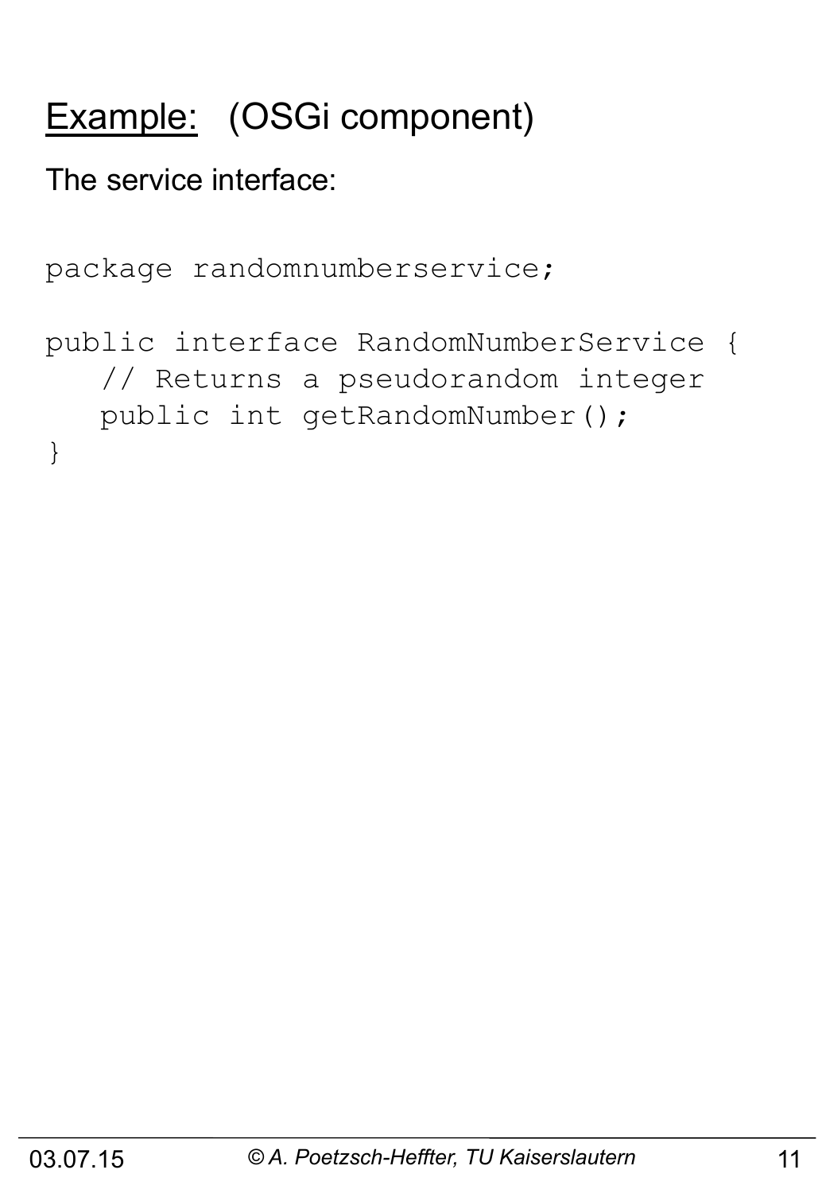# <u>Example:</u> (OSGi component)

The service interface:

```
package randomnumberservice;

public interface RandomNumberService {
   // Returns a pseudorandom integer
   public int getRandomNumber();
}
```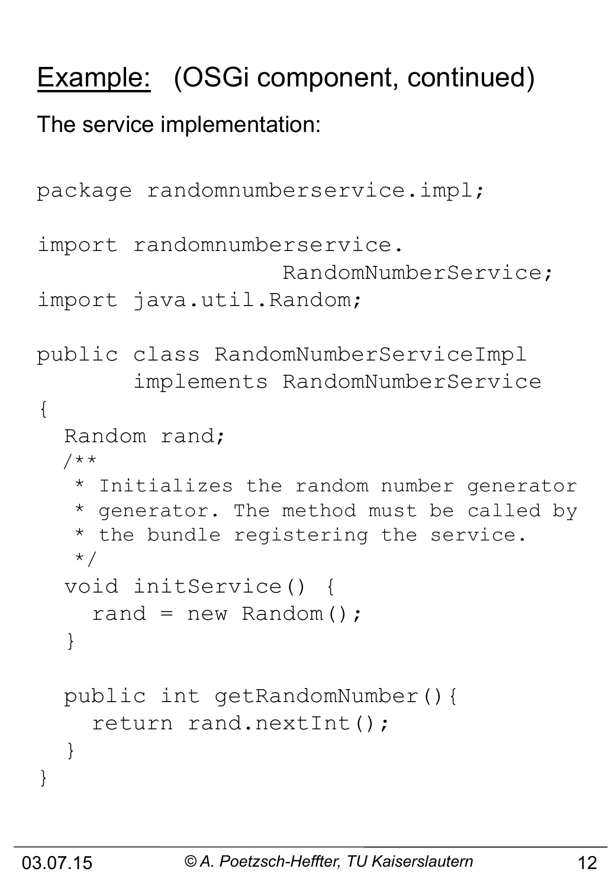# Example: (OSGi component, continued)

The service implementation:

```
package randomnumberservice.impl;

import randomnumberservice.
                  RandomNumberService;
import java.util.Random;

public class RandomNumberServiceImpl
       implements RandomNumberService
{
  Random rand;
  /**
   * Initializes the random number generator
   * generator. The method must be called by
   * the bundle registering the service.
   */
  void initService() {
    rand = new Random();
  }

  public int getRandomNumber(){
    return rand.nextInt();
  }
}
```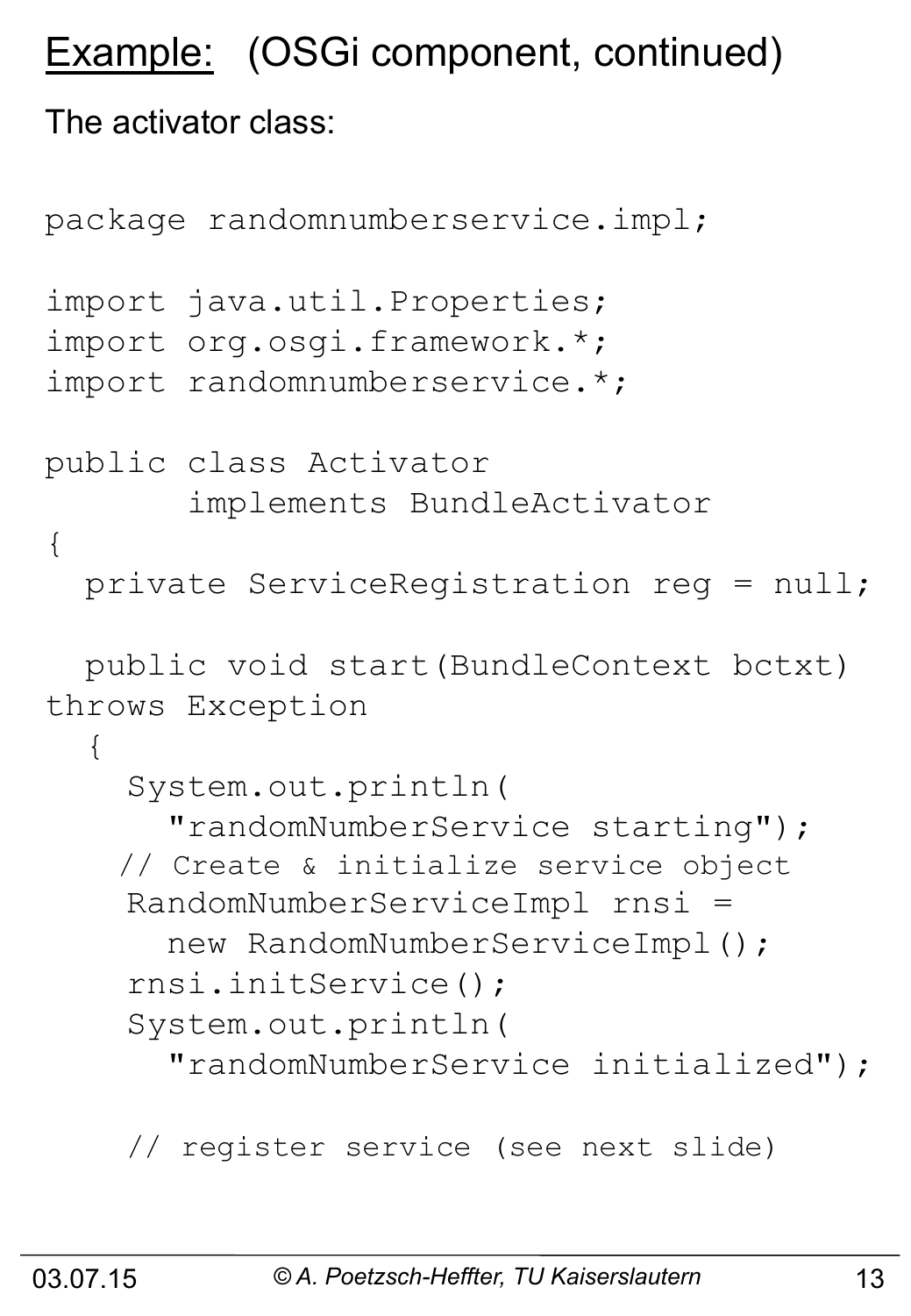## Example: (OSGi component, continued)

The activator class:

```
package randomnumberservice.impl;

import java.util.Properties;
import org.osgi.framework.*;
import randomnumberservice.*;

public class Activator
       implements BundleActivator
{
  private ServiceRegistration reg = null;

  public void start(BundleContext bctxt)
throws Exception
  {
    System.out.println(
      "randomNumberService starting");
    // Create & initialize service object
    RandomNumberServiceImpl rnsi =
      new RandomNumberServiceImpl();
    rnsi.initService();
    System.out.println(
      "randomNumberService initialized");

    // register service (see next slide)
```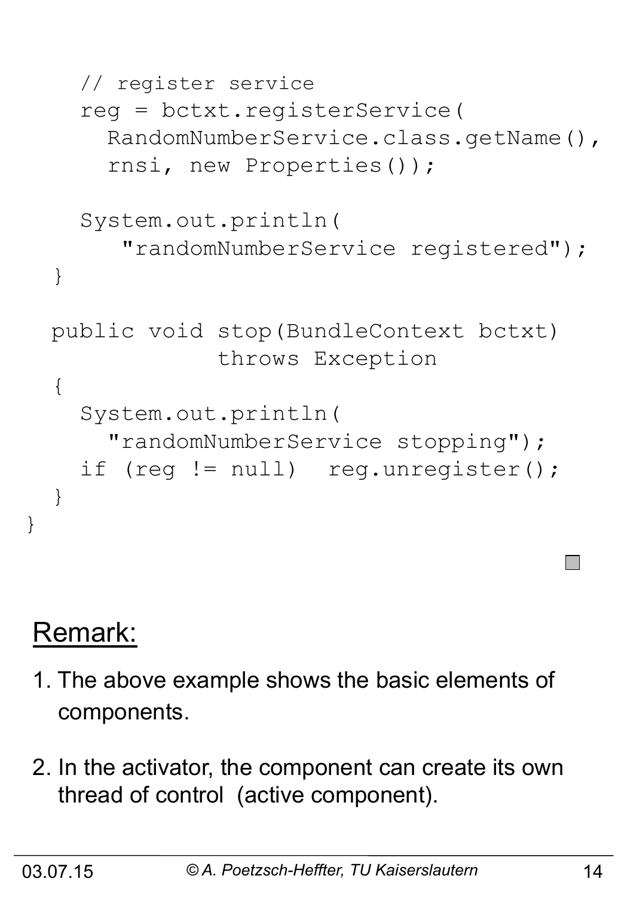```
    // register service
    reg = bctxt.registerService(
      RandomNumberService.class.getName(),
      rnsi, new Properties());

    System.out.println(
       "randomNumberService registered");
  }

  public void stop(BundleContext bctxt)
              throws Exception
  {
    System.out.println(
      "randomNumberService stopping");
    if (reg != null)  reg.unregister();
  }
}
```

## Remark:

1. The above example shows the basic elements of components.

2. In the activator, the component can create its own thread of control (active component).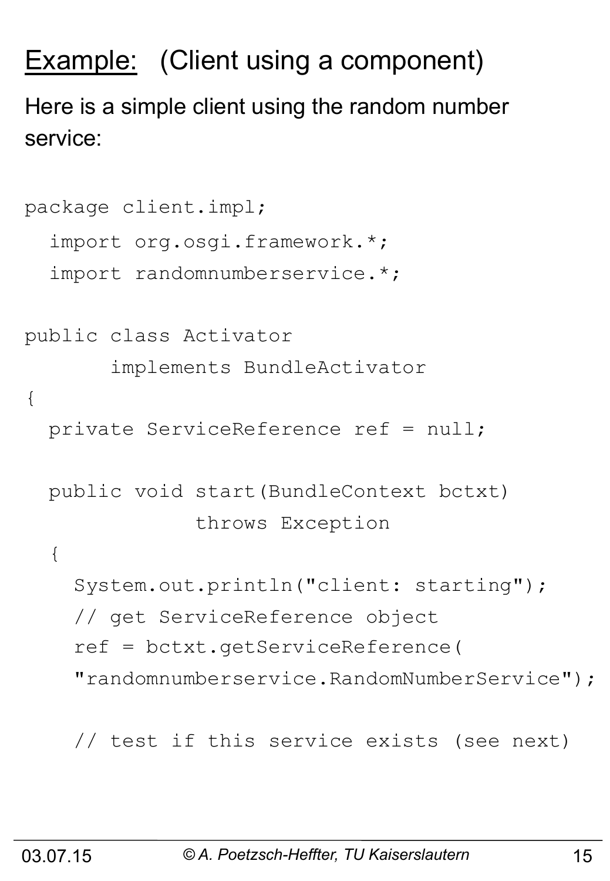# Example: (Client using a component)

Here is a simple client using the random number service:

```
package client.impl;
  import org.osgi.framework.*;
  import randomnumberservice.*;

public class Activator
       implements BundleActivator
{
  private ServiceReference ref = null;

  public void start(BundleContext bctxt)
              throws Exception
  {
    System.out.println("client: starting");
    // get ServiceReference object
    ref = bctxt.getServiceReference(
    "randomnumberservice.RandomNumberService");

    // test if this service exists (see next)
```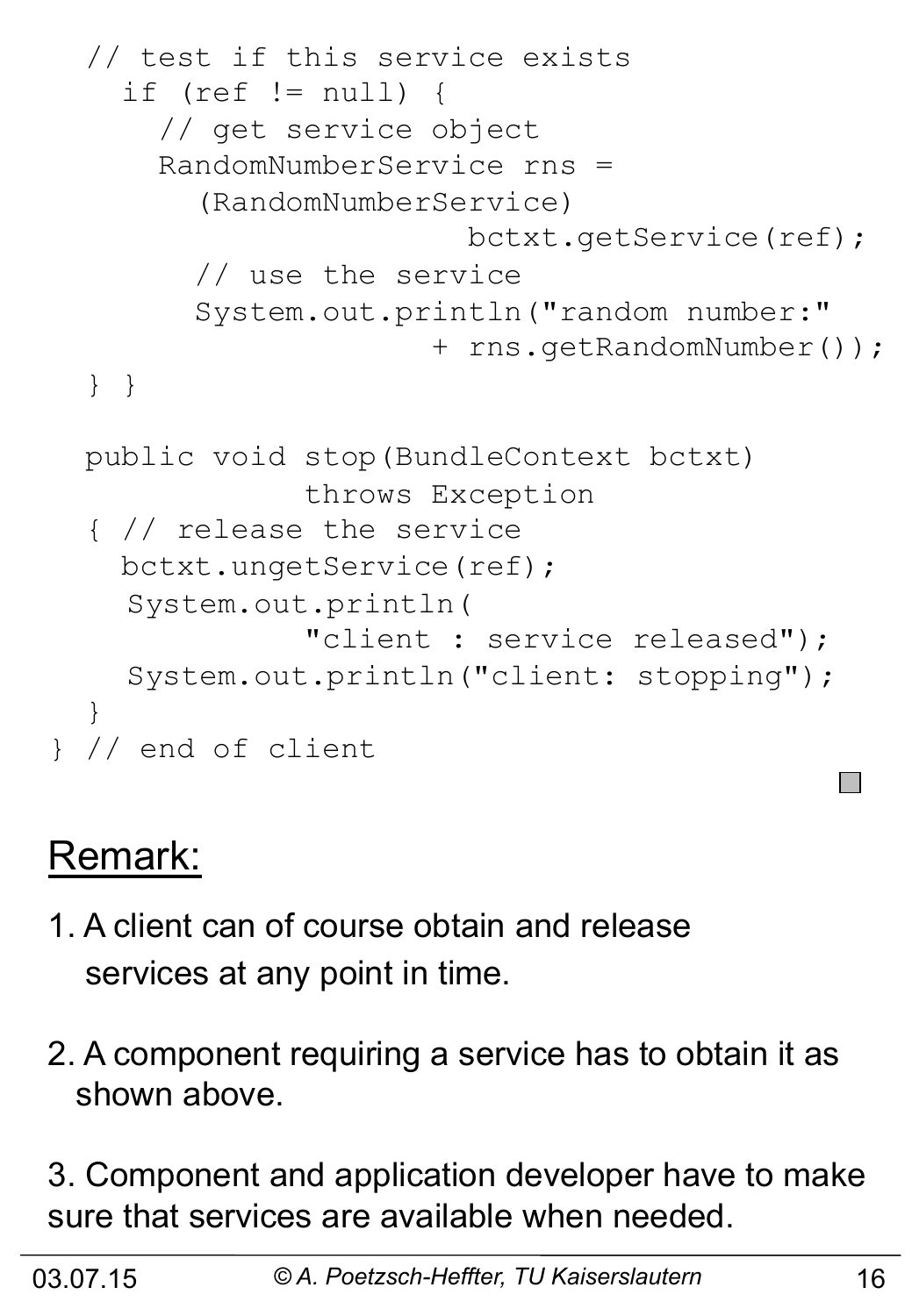```
  // test if this service exists
    if (ref != null) {
      // get service object
      RandomNumberService rns =
        (RandomNumberService)
                      bctxt.getService(ref);
        // use the service
        System.out.println("random number:"
                     + rns.getRandomNumber());
  } }

  public void stop(BundleContext bctxt)
              throws Exception
  { // release the service
    bctxt.ungetService(ref);
    System.out.println(
              "client : service released");
    System.out.println("client: stopping");
  }
} // end of client
```

## Remark:

1. A client can of course obtain and release services at any point in time.

2. A component requiring a service has to obtain it as shown above.

3. Component and application developer have to make sure that services are available when needed.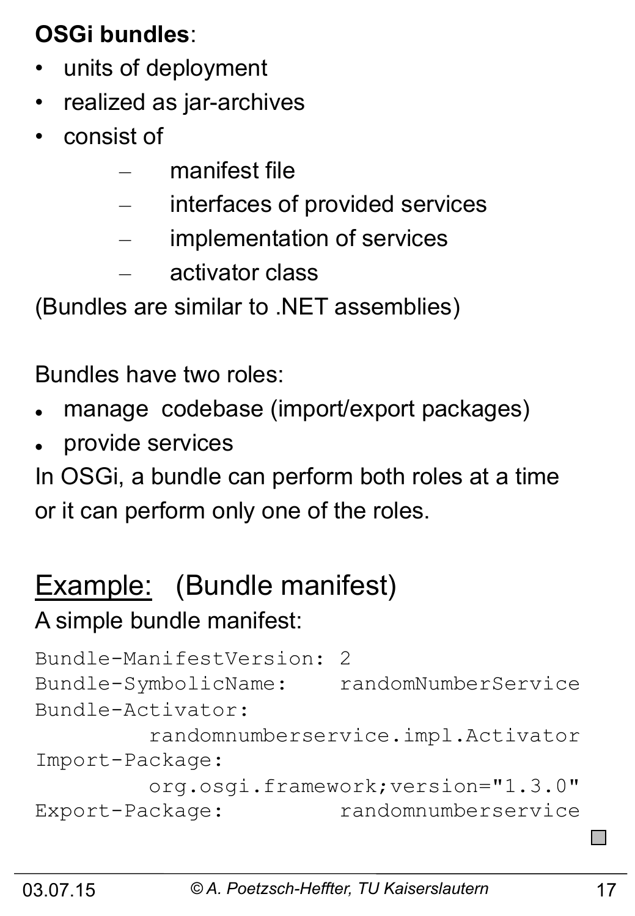**OSGi bundles**:

- units of deployment
- realized as jar-archives
- consist of
  - manifest file
  - interfaces of provided services
  - implementation of services
  - activator class

(Bundles are similar to .NET assemblies)

Bundles have two roles:

- manage codebase (import/export packages)
- provide services

In OSGi, a bundle can perform both roles at a time or it can perform only one of the roles.

## Example: (Bundle manifest)

A simple bundle manifest:

```
Bundle-ManifestVersion: 2
Bundle-SymbolicName:    randomNumberService
Bundle-Activator:
         randomnumberservice.impl.Activator
Import-Package:
         org.osgi.framework;version="1.3.0"
Export-Package:         randomnumberservice
```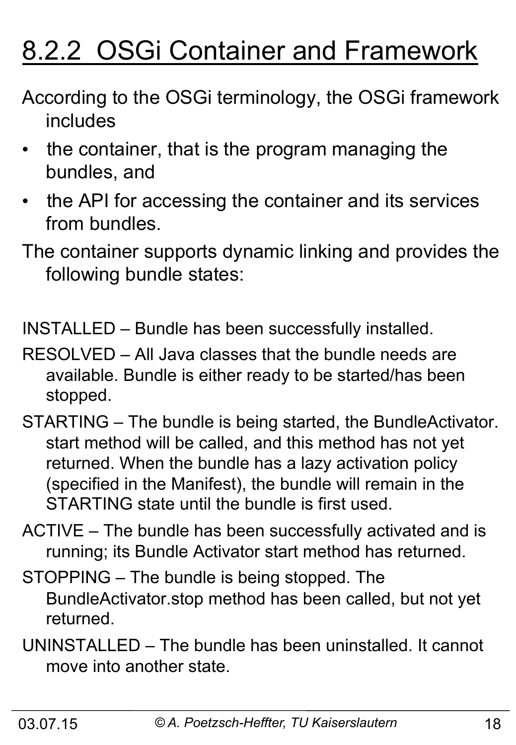# 8.2.2 OSGi Container and Framework

According to the OSGi terminology, the OSGi framework includes

- the container, that is the program managing the bundles, and
- the API for accessing the container and its services from bundles.

The container supports dynamic linking and provides the following bundle states:

INSTALLED – Bundle has been successfully installed.

RESOLVED – All Java classes that the bundle needs are available. Bundle is either ready to be started/has been stopped.

STARTING – The bundle is being started, the BundleActivator. start method will be called, and this method has not yet returned. When the bundle has a lazy activation policy (specified in the Manifest), the bundle will remain in the STARTING state until the bundle is first used.

ACTIVE – The bundle has been successfully activated and is running; its Bundle Activator start method has returned.

STOPPING – The bundle is being stopped. The BundleActivator.stop method has been called, but not yet returned.

UNINSTALLED – The bundle has been uninstalled. It cannot move into another state.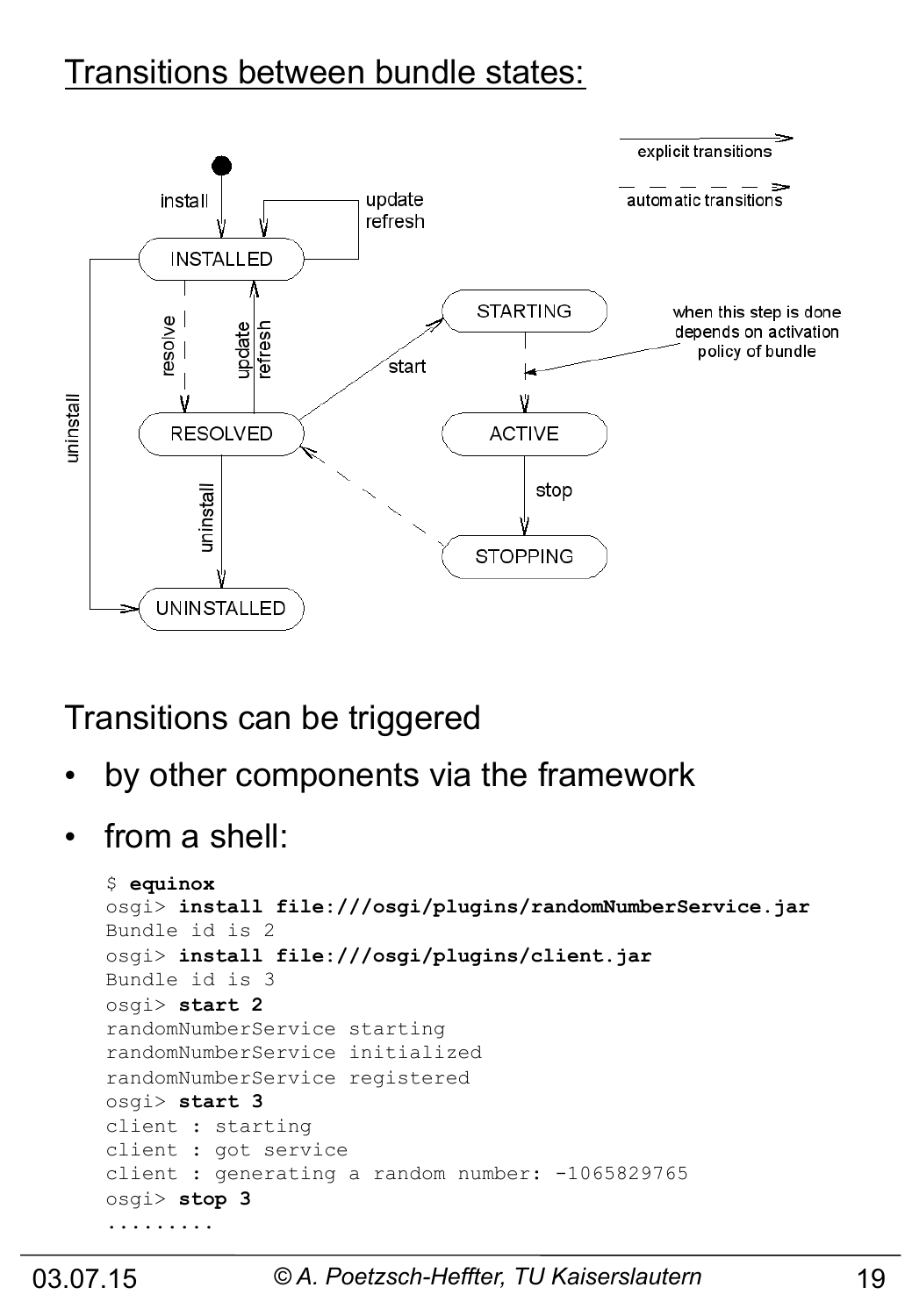# Transitions between bundle states:

explicit transitions

automatic transitions

install

update refresh

INSTALLED

resolve

update refresh

uninstall

STARTING

when this step is done depends on activation policy of bundle

start

RESOLVED

ACTIVE

uninstall

stop

STOPPING

UNINSTALLED

Transitions can be triggered

- by other components via the framework
- from a shell:

```
$ equinox
osgi> install file:///osgi/plugins/randomNumberService.jar
Bundle id is 2
osgi> install file:///osgi/plugins/client.jar
Bundle id is 3
osgi> start 2
randomNumberService starting
randomNumberService initialized
randomNumberService registered
osgi> start 3
client : starting
client : got service
client : generating a random number: -1065829765
osgi> stop 3
.........
```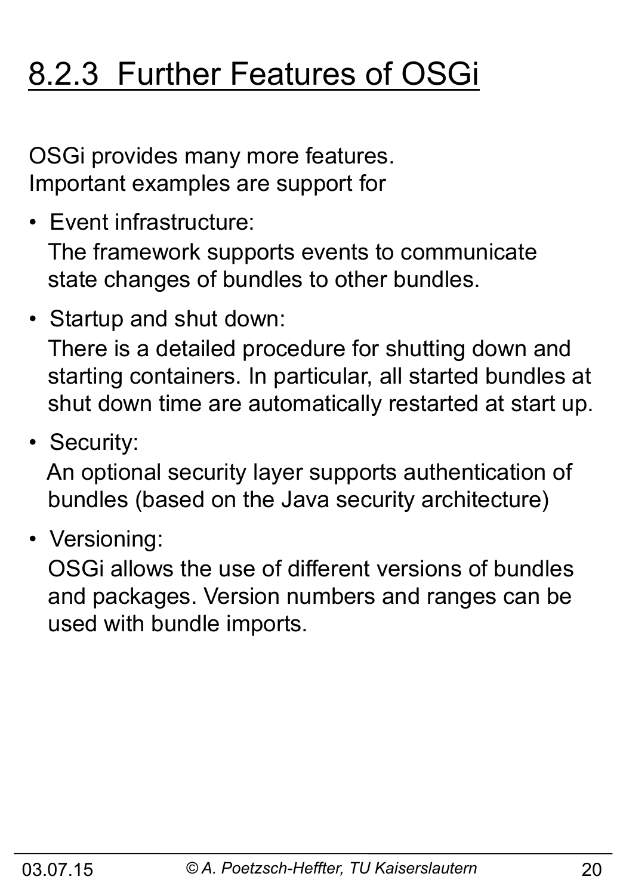# 8.2.3 Further Features of OSGi

OSGi provides many more features.
Important examples are support for

- Event infrastructure:
  The framework supports events to communicate state changes of bundles to other bundles.
- Startup and shut down:
  There is a detailed procedure for shutting down and starting containers. In particular, all started bundles at shut down time are automatically restarted at start up.
- Security:
  An optional security layer supports authentication of bundles (based on the Java security architecture)
- Versioning:
  OSGi allows the use of different versions of bundles and packages. Version numbers and ranges can be used with bundle imports.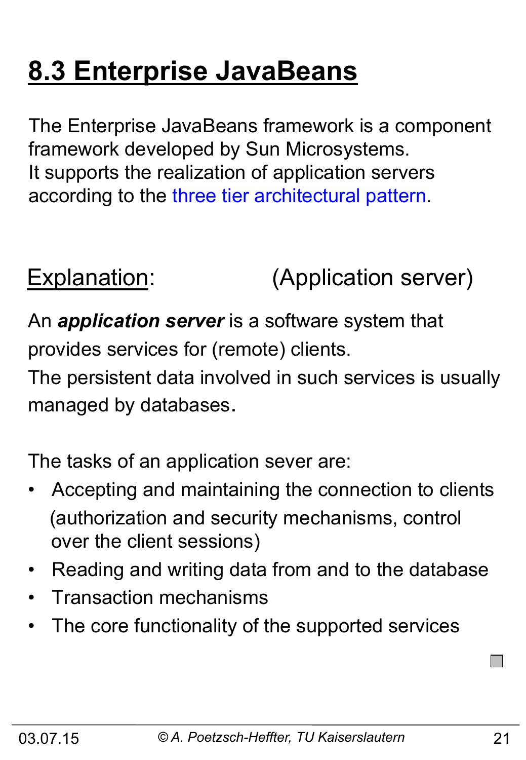# 8.3 Enterprise JavaBeans

The Enterprise JavaBeans framework is a component framework developed by Sun Microsystems.
It supports the realization of application servers according to the three tier architectural pattern.

Explanation: (Application server)

An ***application server*** is a software system that provides services for (remote) clients.
The persistent data involved in such services is usually managed by databases.

The tasks of an application sever are:

- Accepting and maintaining the connection to clients (authorization and security mechanisms, control over the client sessions)
- Reading and writing data from and to the database
- Transaction mechanisms
- The core functionality of the supported services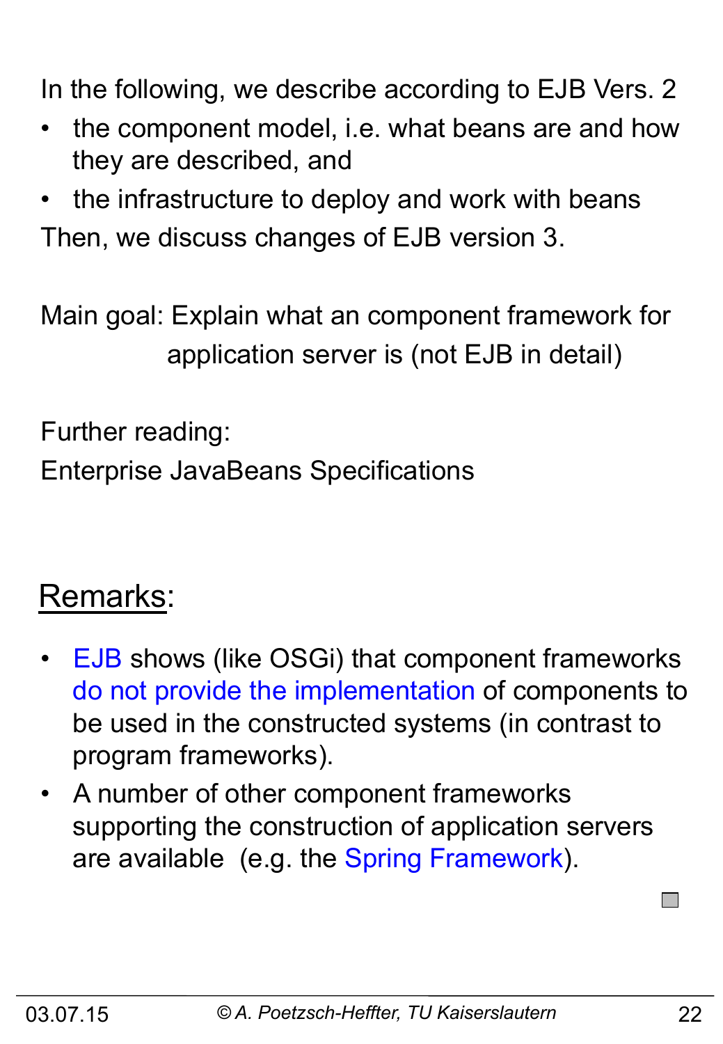In the following, we describe according to EJB Vers. 2

- the component model, i.e. what beans are and how they are described, and
- the infrastructure to deploy and work with beans

Then, we discuss changes of EJB version 3.

Main goal: Explain what an component framework for application server is (not EJB in detail)

Further reading:

Enterprise JavaBeans Specifications

## Remarks:

- EJB shows (like OSGi) that component frameworks do not provide the implementation of components to be used in the constructed systems (in contrast to program frameworks).
- A number of other component frameworks supporting the construction of application servers are available (e.g. the Spring Framework).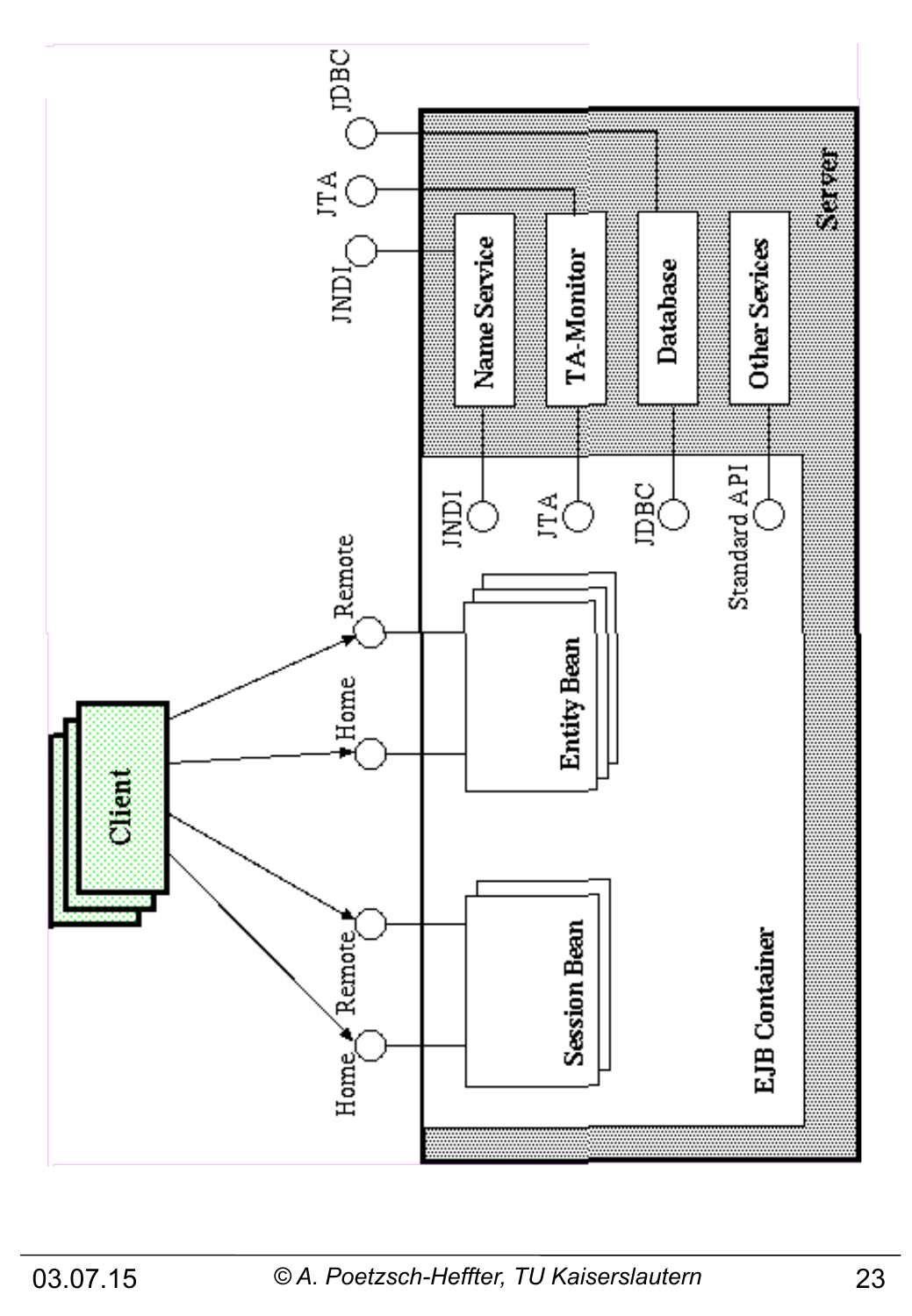Client

Home

Remote

Home

Remote

Session Bean

Entity Bean

EJB Container

JNDI

JTA

JDBC

Standard API

Name Service

TA-Monitor

Database

Other Sevices

Server

JNDI

JTA

JDBC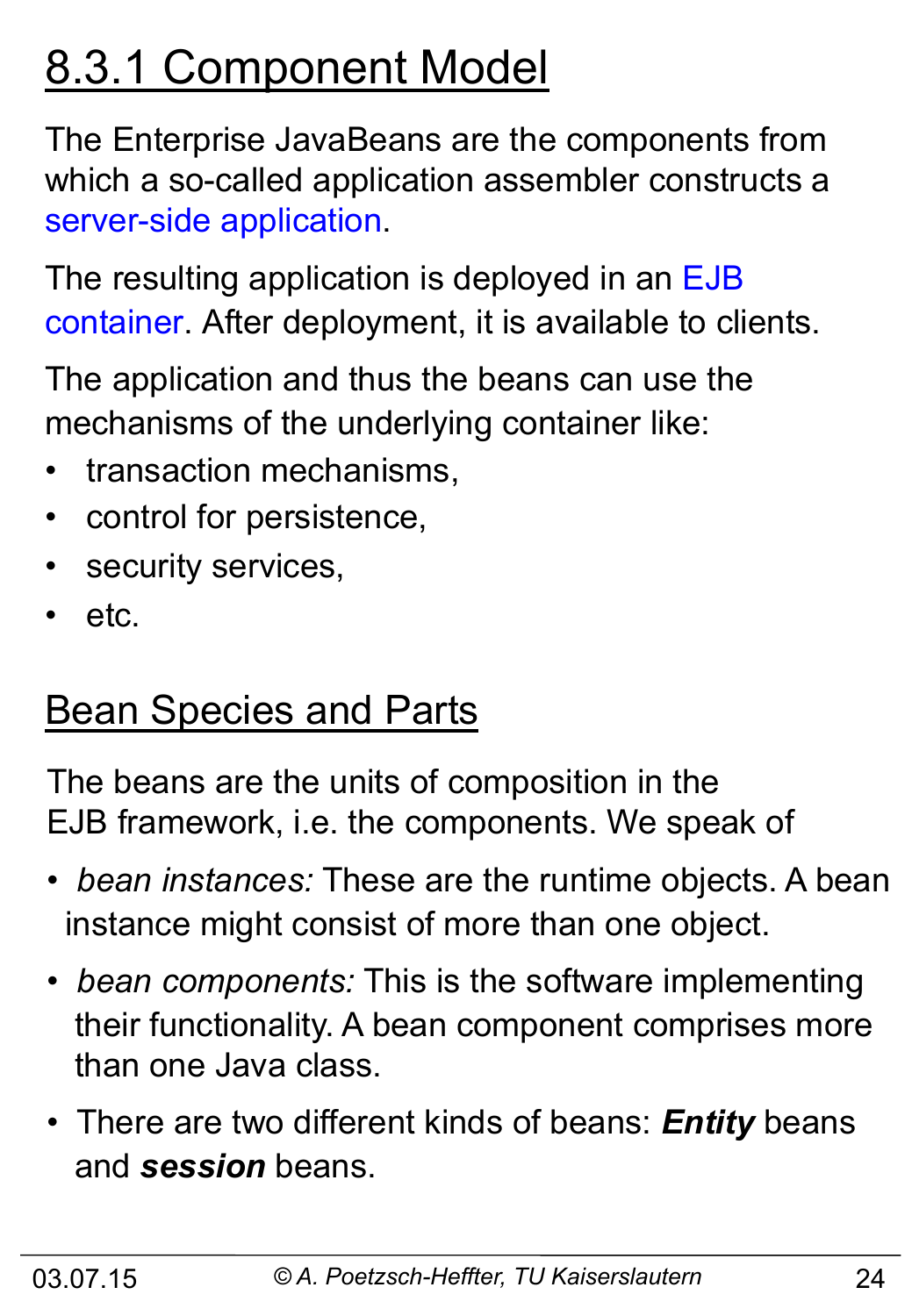## 8.3.1 Component Model

The Enterprise JavaBeans are the components from which a so-called application assembler constructs a server-side application.

The resulting application is deployed in an EJB container. After deployment, it is available to clients.

The application and thus the beans can use the mechanisms of the underlying container like:

- transaction mechanisms,
- control for persistence,
- security services,
- etc.

## Bean Species and Parts

The beans are the units of composition in the EJB framework, i.e. the components. We speak of

- *bean instances:* These are the runtime objects. A bean instance might consist of more than one object.
- *bean components:* This is the software implementing their functionality. A bean component comprises more than one Java class.
- There are two different kinds of beans: ***Entity*** beans and ***session*** beans.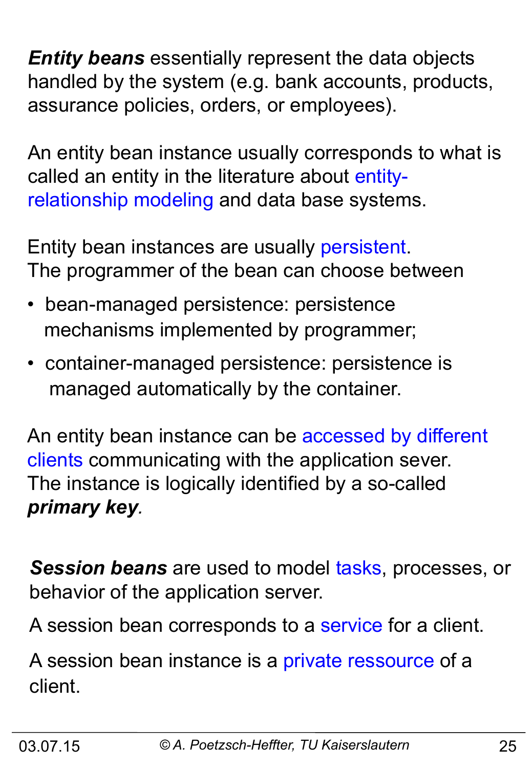***Entity beans*** essentially represent the data objects handled by the system (e.g. bank accounts, products, assurance policies, orders, or employees).

An entity bean instance usually corresponds to what is called an entity in the literature about entity-relationship modeling and data base systems.

Entity bean instances are usually persistent.
The programmer of the bean can choose between

- bean-managed persistence: persistence mechanisms implemented by programmer;
- container-managed persistence: persistence is managed automatically by the container.

An entity bean instance can be accessed by different clients communicating with the application sever.
The instance is logically identified by a so-called ***primary key***.

***Session beans*** are used to model tasks, processes, or behavior of the application server.

A session bean corresponds to a service for a client.

A session bean instance is a private ressource of a client.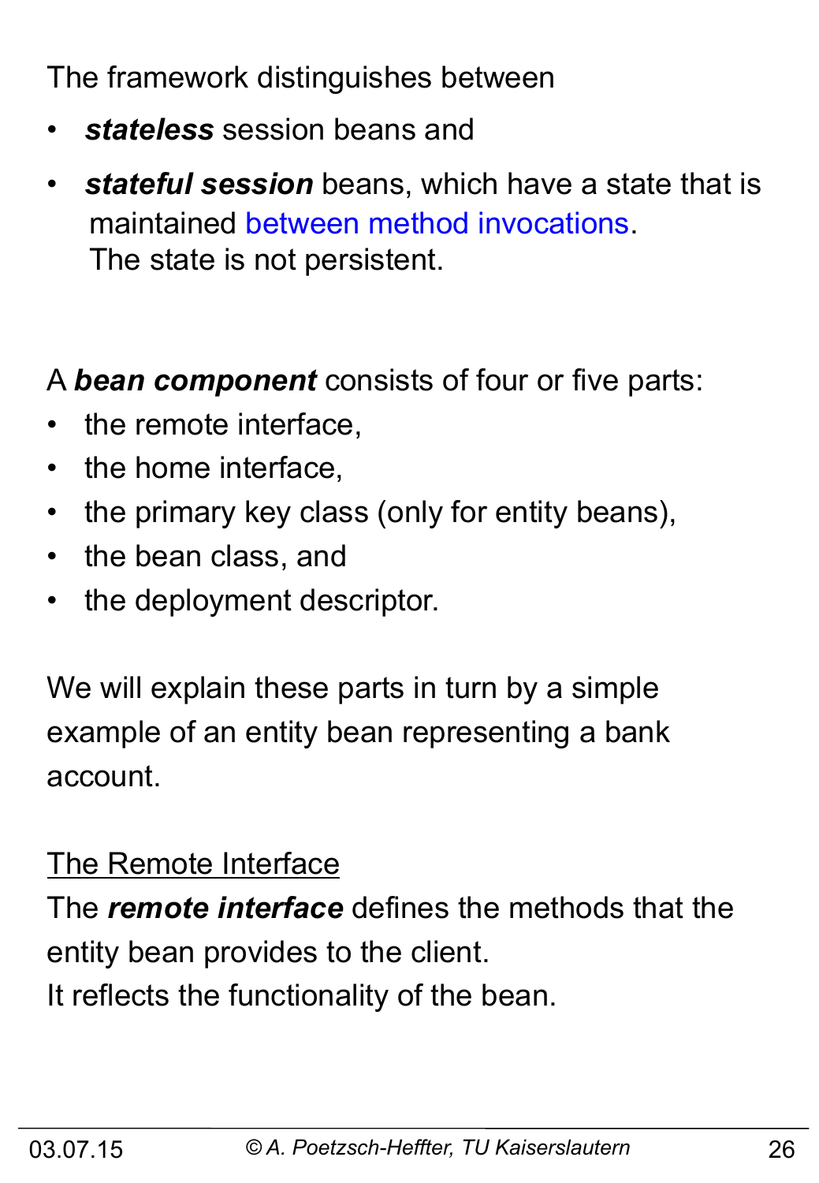The framework distinguishes between

- ***stateless*** session beans and
- ***stateful session*** beans, which have a state that is maintained between method invocations.
  The state is not persistent.

A ***bean component*** consists of four or five parts:

- the remote interface,
- the home interface,
- the primary key class (only for entity beans),
- the bean class, and
- the deployment descriptor.

We will explain these parts in turn by a simple example of an entity bean representing a bank account.

<u>The Remote Interface</u>

The ***remote interface*** defines the methods that the entity bean provides to the client.
It reflects the functionality of the bean.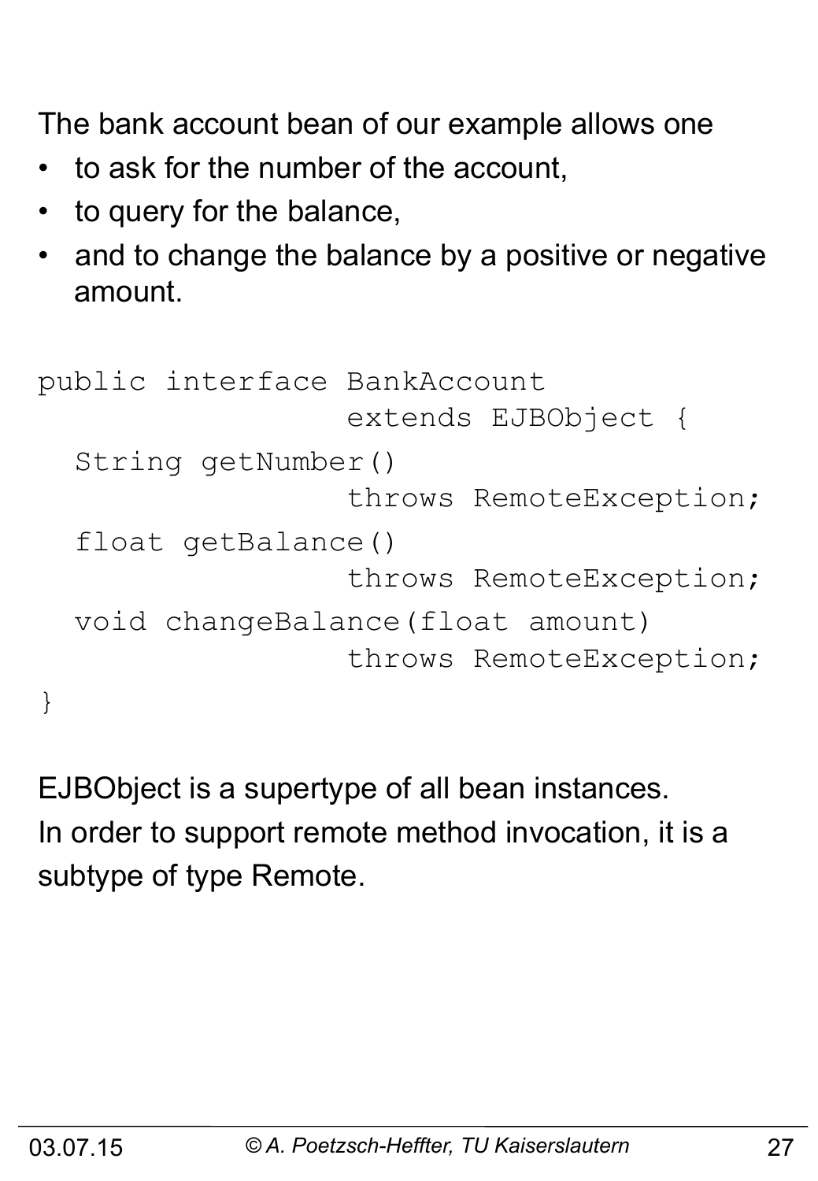The bank account bean of our example allows one

- to ask for the number of the account,
- to query for the balance,
- and to change the balance by a positive or negative amount.

```
public interface BankAccount
                 extends EJBObject {
  String getNumber()
                 throws RemoteException;
  float getBalance()
                 throws RemoteException;
  void changeBalance(float amount)
                 throws RemoteException;
}
```

EJBObject is a supertype of all bean instances.
In order to support remote method invocation, it is a subtype of type Remote.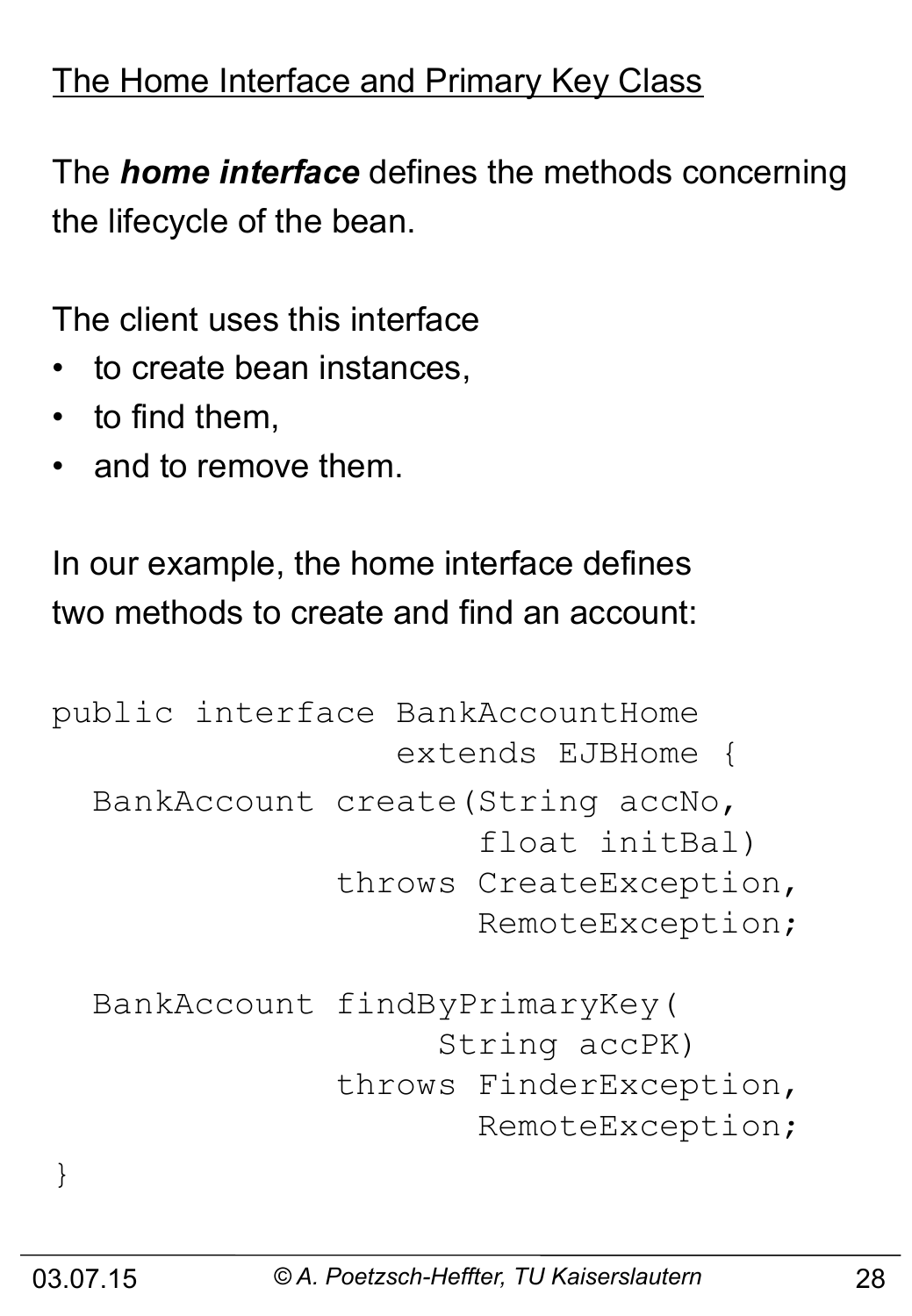## The Home Interface and Primary Key Class

The ***home interface*** defines the methods concerning the lifecycle of the bean.

The client uses this interface

- to create bean instances,
- to find them,
- and to remove them.

In our example, the home interface defines two methods to create and find an account:

```
public interface BankAccountHome
                 extends EJBHome {
  BankAccount create(String accNo,
                     float initBal)
            throws CreateException,
                   RemoteException;

  BankAccount findByPrimaryKey(
                   String accPK)
            throws FinderException,
                   RemoteException;
}
```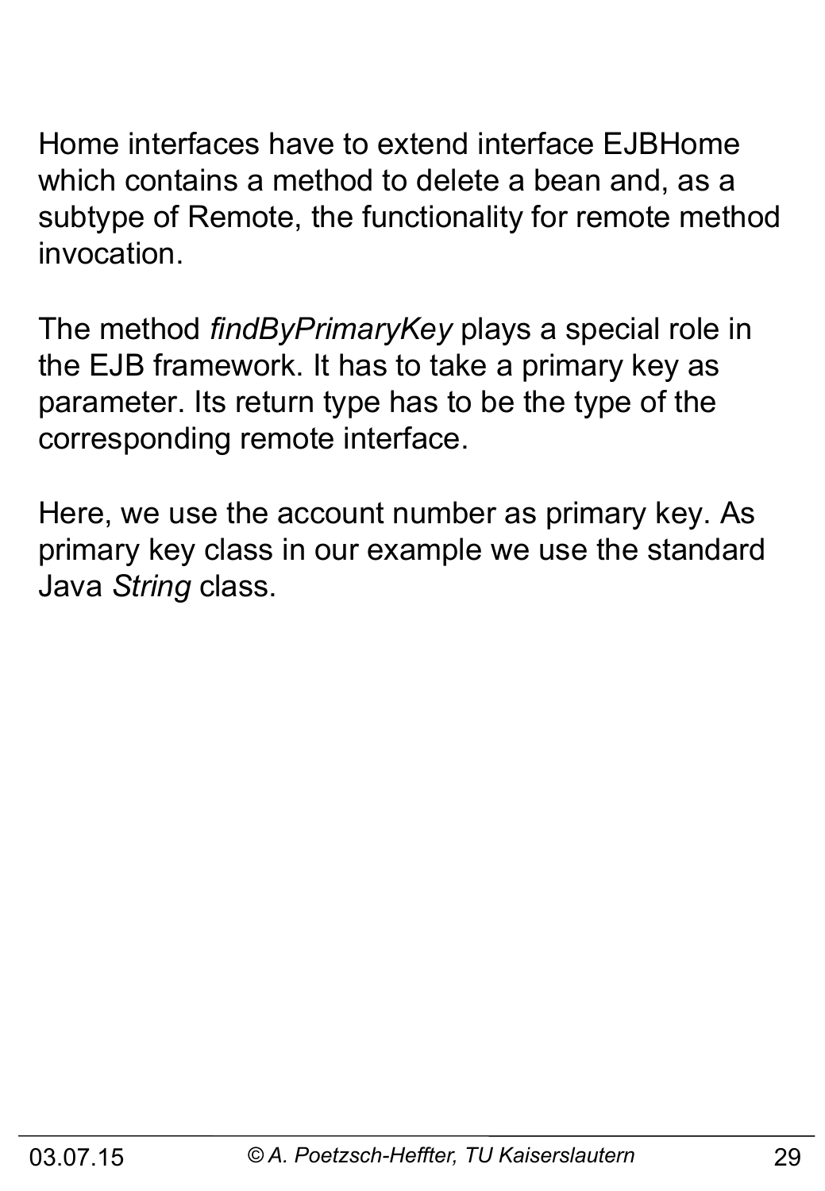Home interfaces have to extend interface EJBHome which contains a method to delete a bean and, as a subtype of Remote, the functionality for remote method invocation.

The method *findByPrimaryKey* plays a special role in the EJB framework. It has to take a primary key as parameter. Its return type has to be the type of the corresponding remote interface.

Here, we use the account number as primary key. As primary key class in our example we use the standard Java *String* class.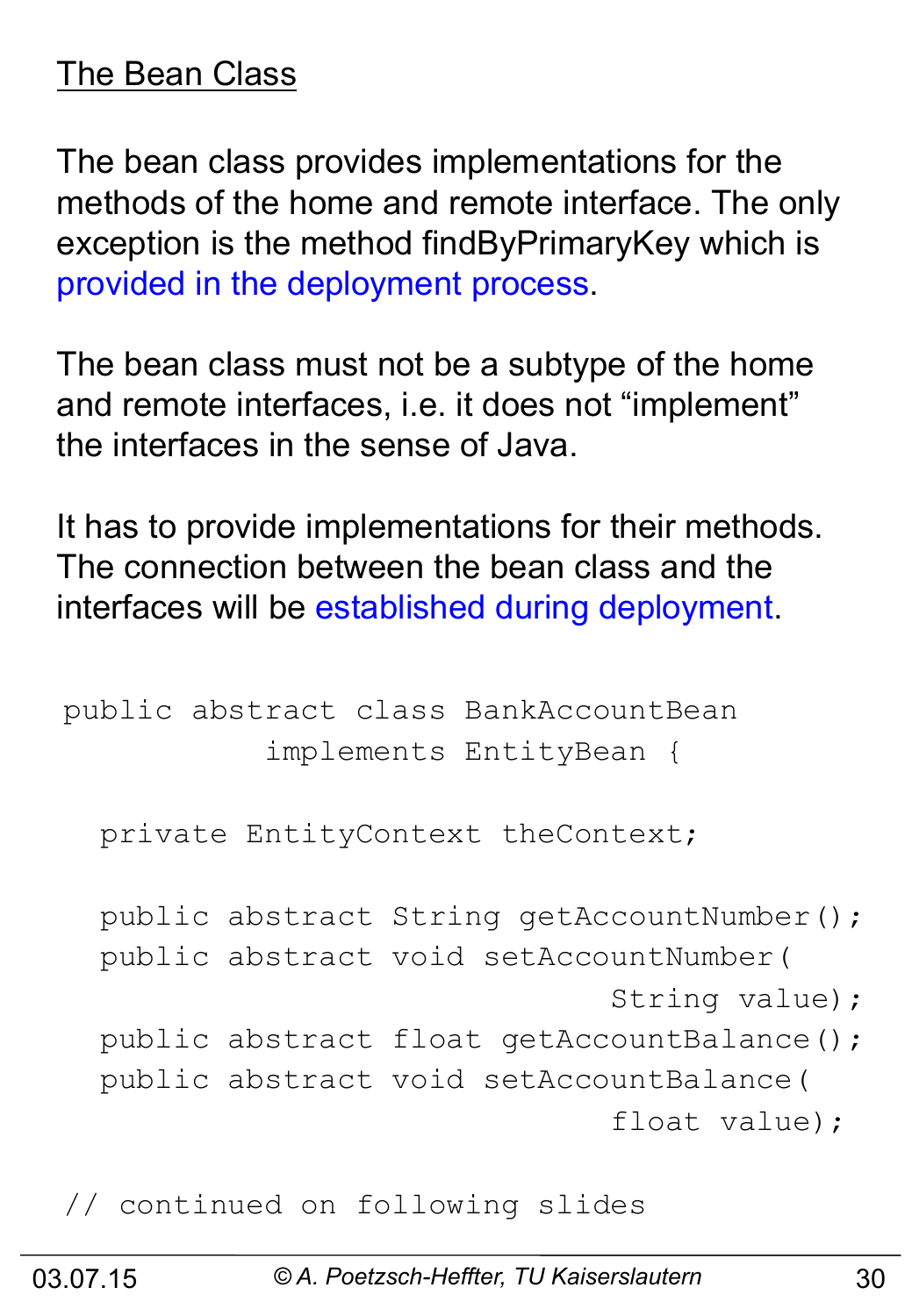## The Bean Class

The bean class provides implementations for the methods of the home and remote interface. The only exception is the method findByPrimaryKey which is provided in the deployment process.

The bean class must not be a subtype of the home and remote interfaces, i.e. it does not “implement” the interfaces in the sense of Java.

It has to provide implementations for their methods. The connection between the bean class and the interfaces will be established during deployment.

```
public abstract class BankAccountBean
           implements EntityBean {

  private EntityContext theContext;

  public abstract String getAccountNumber();
  public abstract void setAccountNumber(
                            String value);
  public abstract float getAccountBalance();
  public abstract void setAccountBalance(
                            float value);

// continued on following slides
```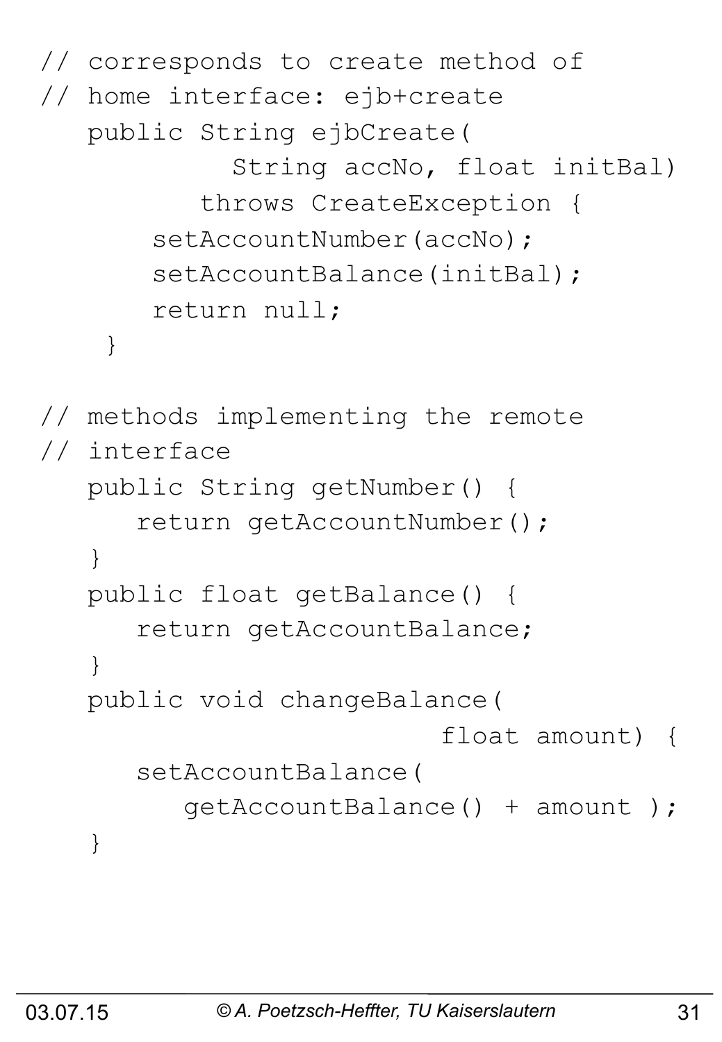```
// corresponds to create method of
// home interface: ejb+create
   public String ejbCreate(
           String accNo, float initBal)
         throws CreateException {
       setAccountNumber(accNo);
       setAccountBalance(initBal);
       return null;
    }

// methods implementing the remote
// interface
   public String getNumber() {
      return getAccountNumber();
   }
   public float getBalance() {
      return getAccountBalance;
   }
   public void changeBalance(
                       float amount) {
      setAccountBalance(
         getAccountBalance() + amount );
   }
```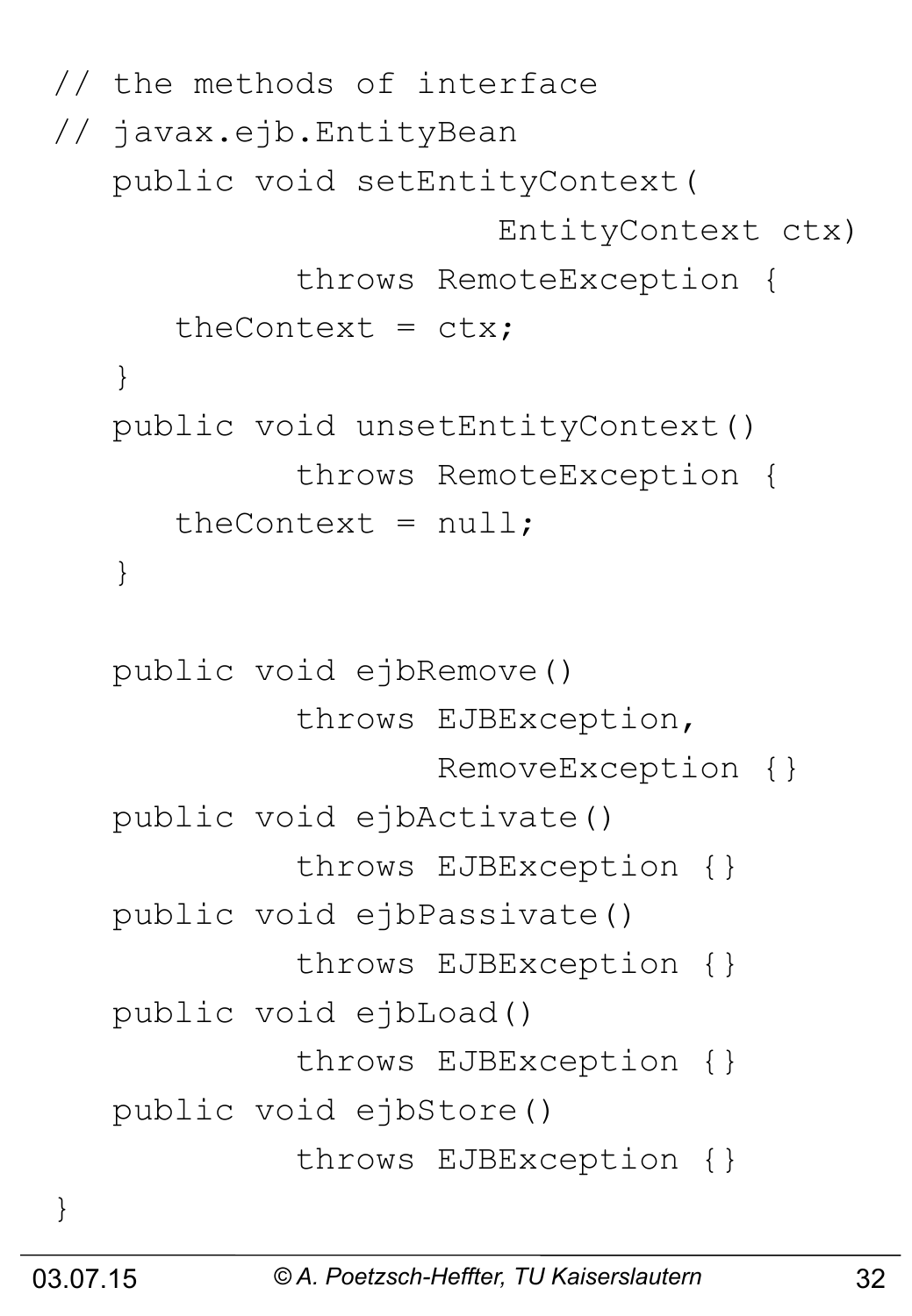```
// the methods of interface
// javax.ejb.EntityBean
   public void setEntityContext(
                     EntityContext ctx)
            throws RemoteException {
      theContext = ctx;
   }
   public void unsetEntityContext()
            throws RemoteException {
      theContext = null;
   }

   public void ejbRemove()
            throws EJBException,
                   RemoveException {}
   public void ejbActivate()
            throws EJBException {}
   public void ejbPassivate()
            throws EJBException {}
   public void ejbLoad()
            throws EJBException {}
   public void ejbStore()
            throws EJBException {}
}
```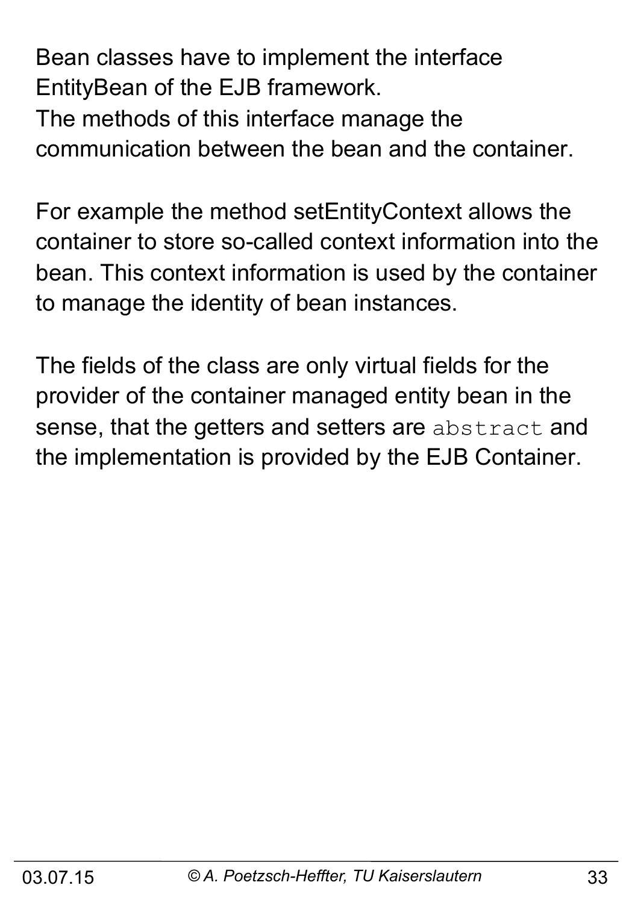Bean classes have to implement the interface EntityBean of the EJB framework.
The methods of this interface manage the communication between the bean and the container.

For example the method setEntityContext allows the container to store so-called context information into the bean. This context information is used by the container to manage the identity of bean instances.

The fields of the class are only virtual fields for the provider of the container managed entity bean in the sense, that the getters and setters are `abstract` and the implementation is provided by the EJB Container.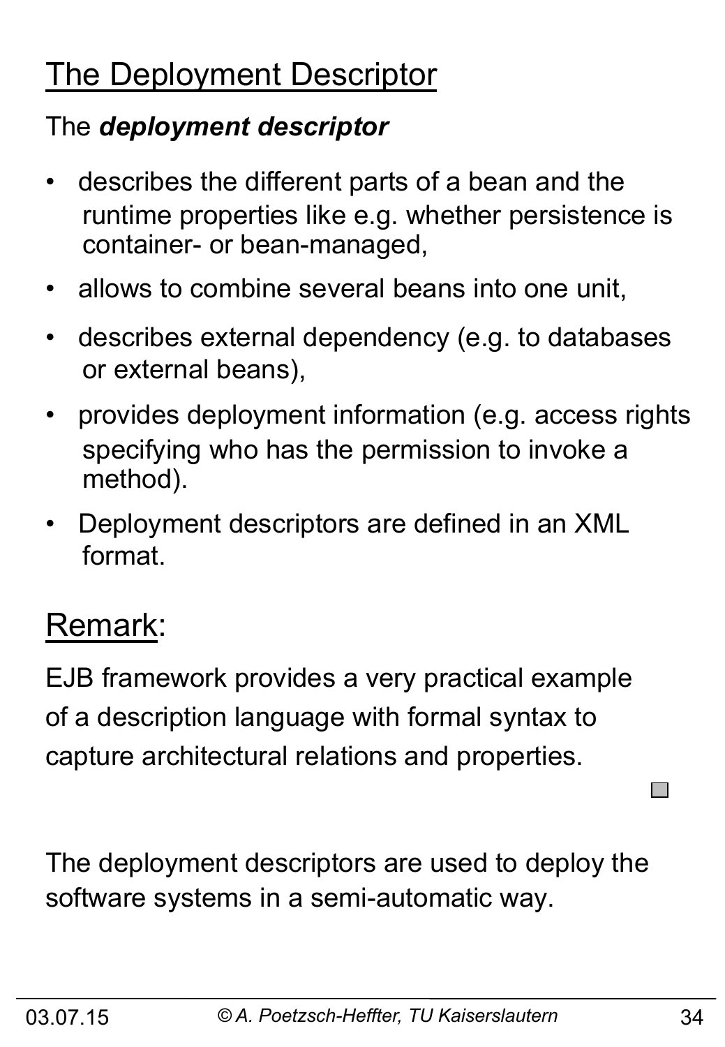# The Deployment Descriptor

The ***deployment descriptor***

- describes the different parts of a bean and the runtime properties like e.g. whether persistence is container- or bean-managed,
- allows to combine several beans into one unit,
- describes external dependency (e.g. to databases or external beans),
- provides deployment information (e.g. access rights specifying who has the permission to invoke a method).
- Deployment descriptors are defined in an XML format.

## Remark:

EJB framework provides a very practical example of a description language with formal syntax to capture architectural relations and properties.

The deployment descriptors are used to deploy the software systems in a semi-automatic way.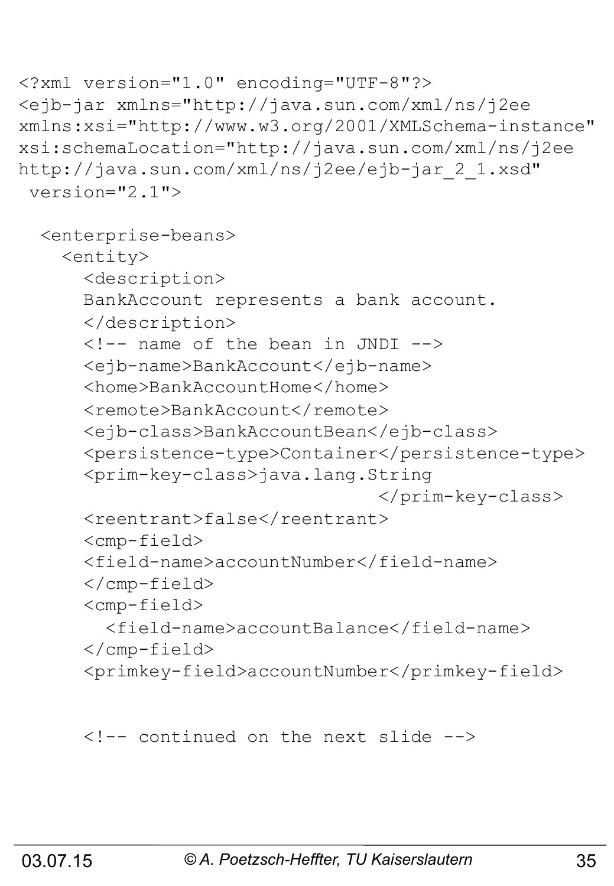```xml
<?xml version="1.0" encoding="UTF-8"?>
<ejb-jar xmlns="http://java.sun.com/xml/ns/j2ee
xmlns:xsi="http://www.w3.org/2001/XMLSchema-instance"
xsi:schemaLocation="http://java.sun.com/xml/ns/j2ee
http://java.sun.com/xml/ns/j2ee/ejb-jar_2_1.xsd"
 version="2.1">

  <enterprise-beans>
    <entity>
      <description>
      BankAccount represents a bank account.
      </description>
      <!-- name of the bean in JNDI -->
      <ejb-name>BankAccount</ejb-name>
      <home>BankAccountHome</home>
      <remote>BankAccount</remote>
      <ejb-class>BankAccountBean</ejb-class>
      <persistence-type>Container</persistence-type>
      <prim-key-class>java.lang.String
                                </prim-key-class>
      <reentrant>false</reentrant>
      <cmp-field>
      <field-name>accountNumber</field-name>
      </cmp-field>
      <cmp-field>
        <field-name>accountBalance</field-name>
      </cmp-field>
      <primkey-field>accountNumber</primkey-field>


      <!-- continued on the next slide -->
```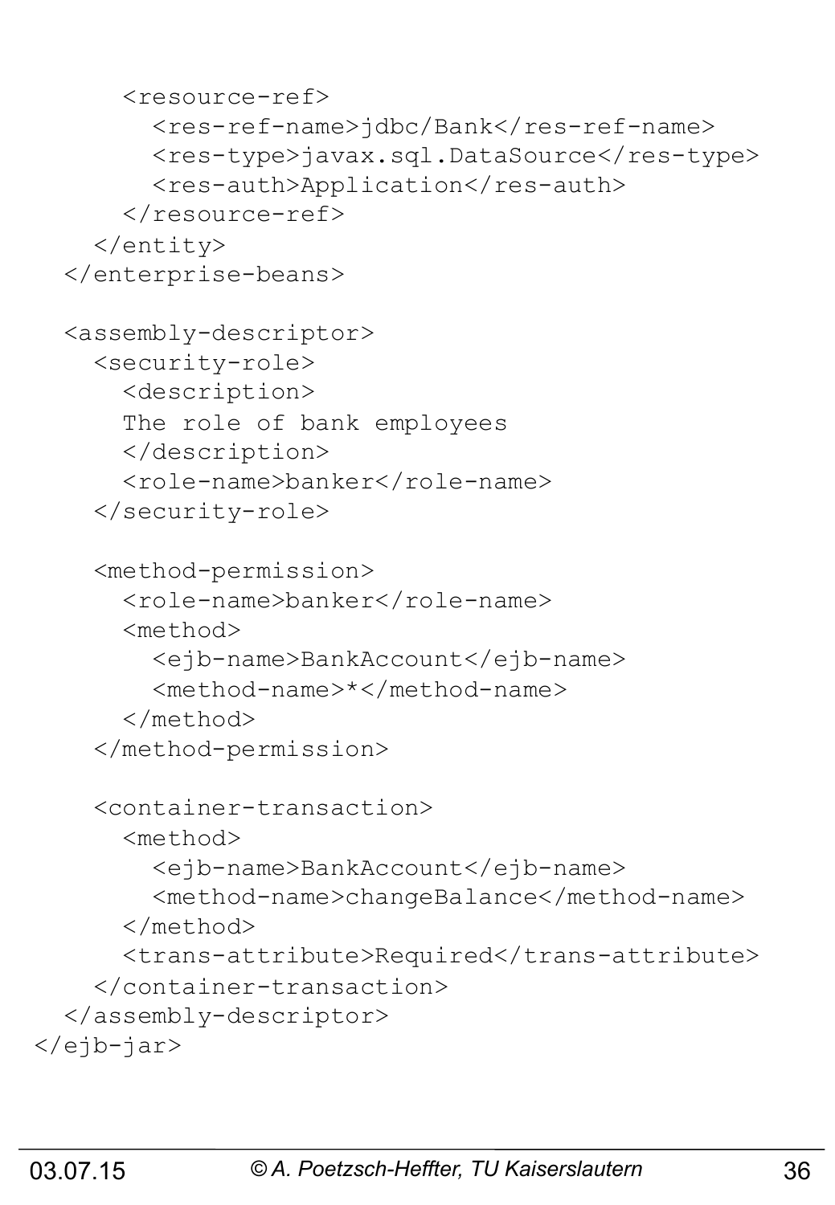```
      <resource-ref>
        <res-ref-name>jdbc/Bank</res-ref-name>
        <res-type>javax.sql.DataSource</res-type>
        <res-auth>Application</res-auth>
      </resource-ref>
    </entity>
  </enterprise-beans>

  <assembly-descriptor>
    <security-role>
      <description>
      The role of bank employees
      </description>
      <role-name>banker</role-name>
    </security-role>

    <method-permission>
      <role-name>banker</role-name>
      <method>
        <ejb-name>BankAccount</ejb-name>
        <method-name>*</method-name>
      </method>
    </method-permission>

    <container-transaction>
      <method>
        <ejb-name>BankAccount</ejb-name>
        <method-name>changeBalance</method-name>
      </method>
      <trans-attribute>Required</trans-attribute>
    </container-transaction>
  </assembly-descriptor>
</ejb-jar>
```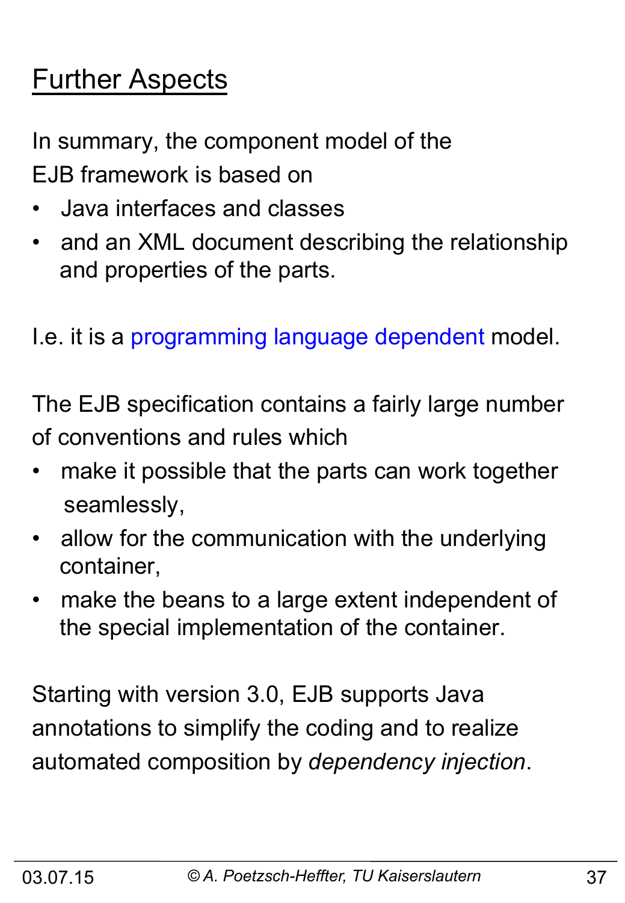# Further Aspects

In summary, the component model of the EJB framework is based on

- Java interfaces and classes
- and an XML document describing the relationship and properties of the parts.

I.e. it is a programming language dependent model.

The EJB specification contains a fairly large number of conventions and rules which

- make it possible that the parts can work together seamlessly,
- allow for the communication with the underlying container,
- make the beans to a large extent independent of the special implementation of the container.

Starting with version 3.0, EJB supports Java annotations to simplify the coding and to realize automated composition by *dependency injection*.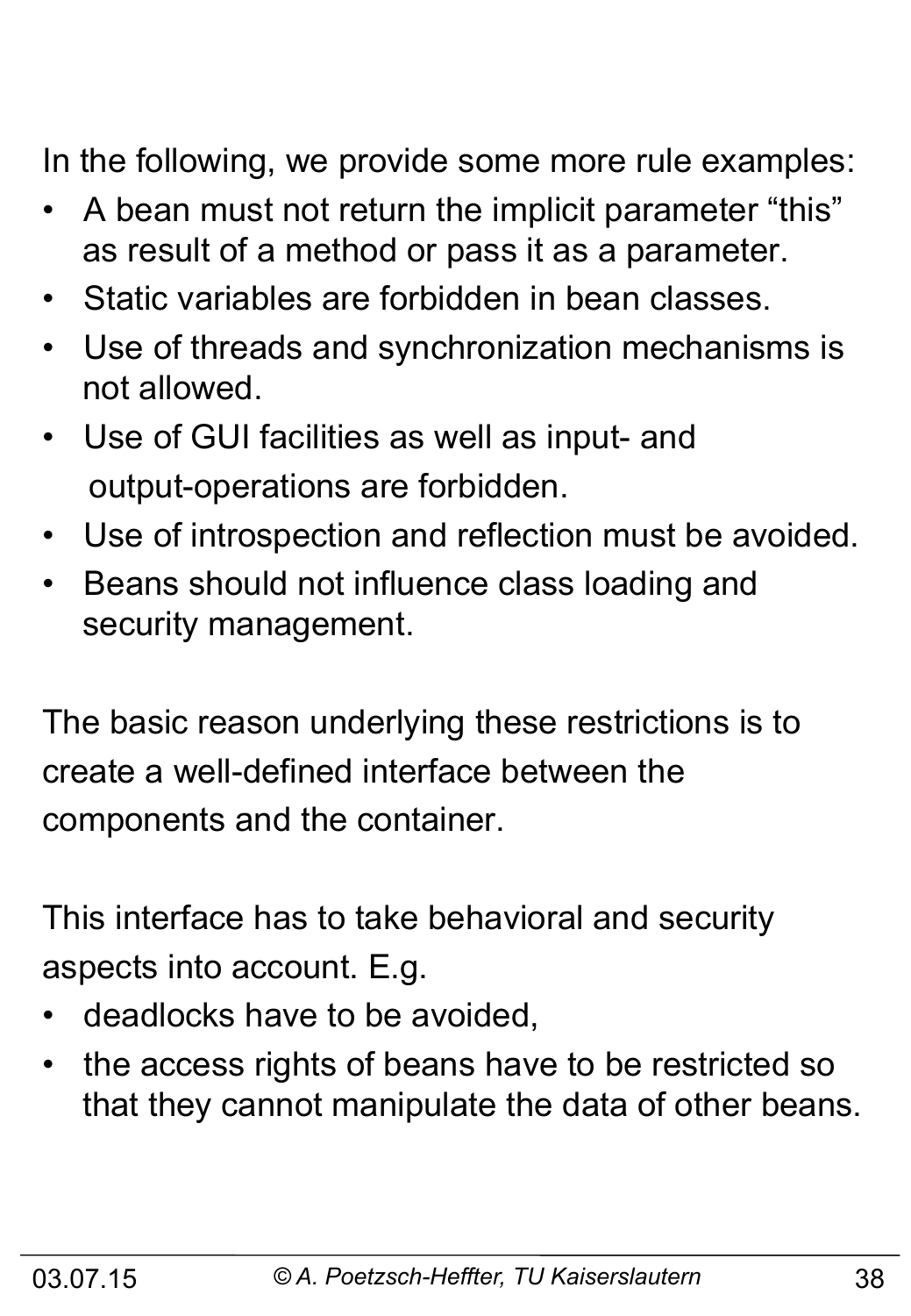In the following, we provide some more rule examples:

- A bean must not return the implicit parameter “this” as result of a method or pass it as a parameter.
- Static variables are forbidden in bean classes.
- Use of threads and synchronization mechanisms is not allowed.
- Use of GUI facilities as well as input- and output-operations are forbidden.
- Use of introspection and reflection must be avoided.
- Beans should not influence class loading and security management.

The basic reason underlying these restrictions is to create a well-defined interface between the components and the container.

This interface has to take behavioral and security aspects into account. E.g.

- deadlocks have to be avoided,
- the access rights of beans have to be restricted so that they cannot manipulate the data of other beans.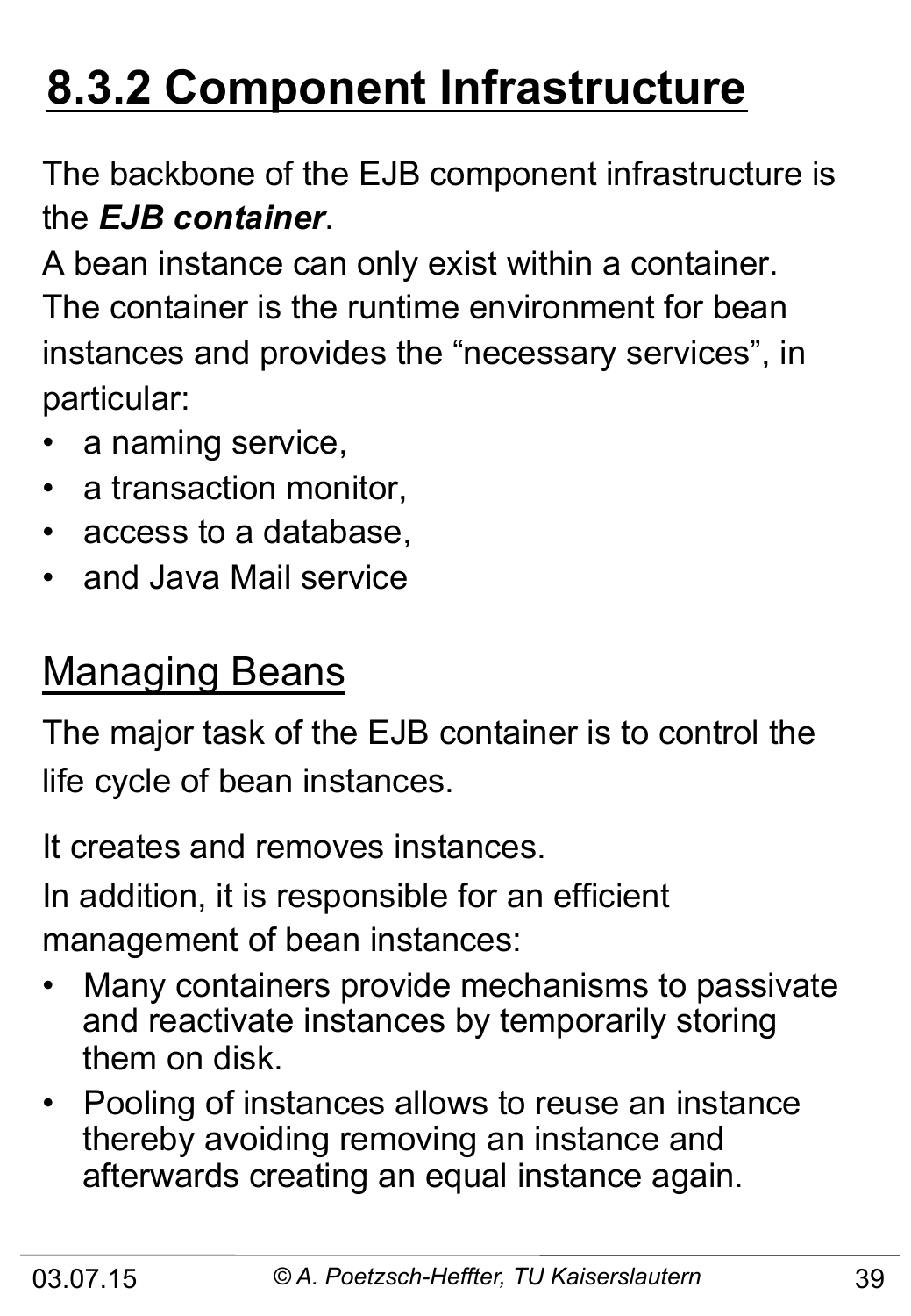# 8.3.2 Component Infrastructure

The backbone of the EJB component infrastructure is the ***EJB container***.

A bean instance can only exist within a container.
The container is the runtime environment for bean instances and provides the "necessary services", in particular:

- a naming service,
- a transaction monitor,
- access to a database,
- and Java Mail service

## Managing Beans

The major task of the EJB container is to control the life cycle of bean instances.

It creates and removes instances.

In addition, it is responsible for an efficient management of bean instances:

- Many containers provide mechanisms to passivate and reactivate instances by temporarily storing them on disk.
- Pooling of instances allows to reuse an instance thereby avoiding removing an instance and afterwards creating an equal instance again.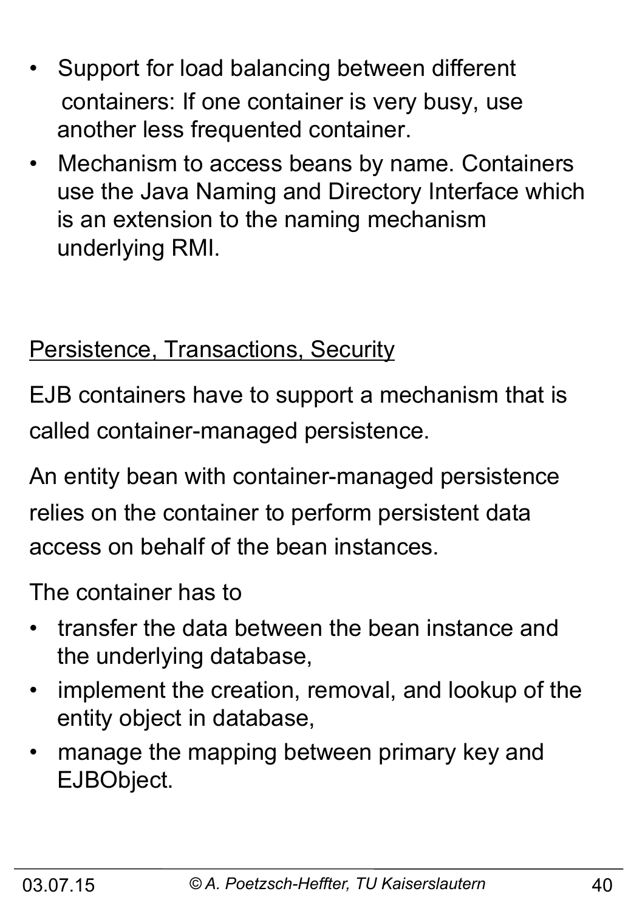- Support for load balancing between different containers: If one container is very busy, use another less frequented container.
- Mechanism to access beans by name. Containers use the Java Naming and Directory Interface which is an extension to the naming mechanism underlying RMI.

## Persistence, Transactions, Security

EJB containers have to support a mechanism that is called container-managed persistence.

An entity bean with container-managed persistence relies on the container to perform persistent data access on behalf of the bean instances.

The container has to

- transfer the data between the bean instance and the underlying database,
- implement the creation, removal, and lookup of the entity object in database,
- manage the mapping between primary key and EJBObject.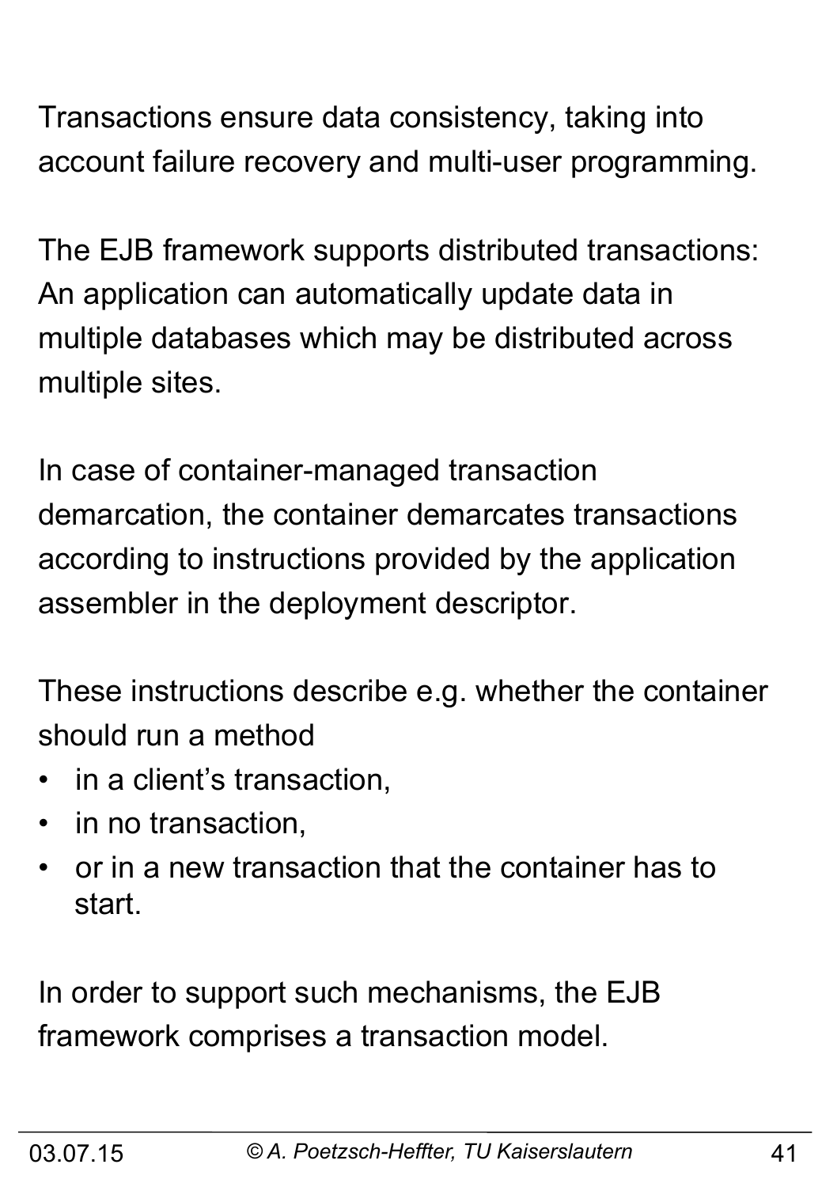Transactions ensure data consistency, taking into account failure recovery and multi-user programming.

The EJB framework supports distributed transactions: An application can automatically update data in multiple databases which may be distributed across multiple sites.

In case of container-managed transaction demarcation, the container demarcates transactions according to instructions provided by the application assembler in the deployment descriptor.

These instructions describe e.g. whether the container should run a method

- in a client's transaction,
- in no transaction,
- or in a new transaction that the container has to start.

In order to support such mechanisms, the EJB framework comprises a transaction model.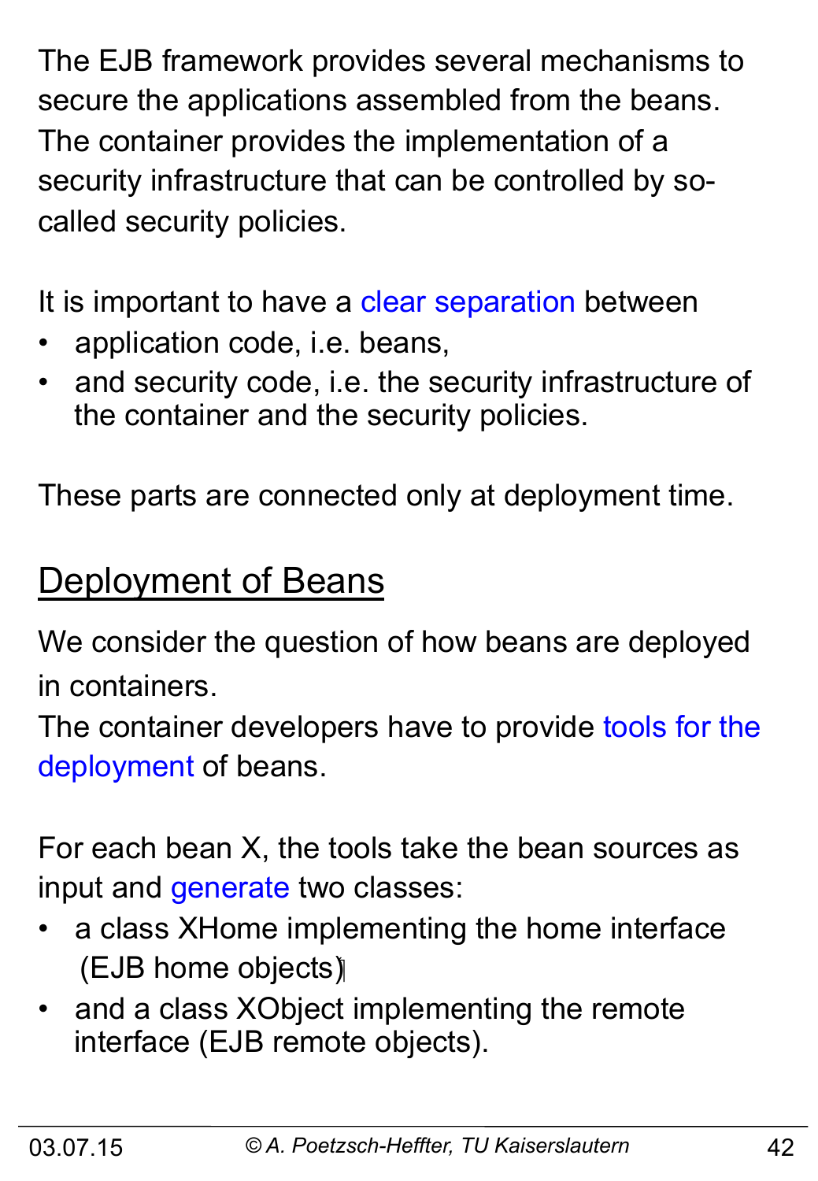The EJB framework provides several mechanisms to secure the applications assembled from the beans. The container provides the implementation of a security infrastructure that can be controlled by so-called security policies.

It is important to have a clear separation between

- application code, i.e. beans,
- and security code, i.e. the security infrastructure of the container and the security policies.

These parts are connected only at deployment time.

## Deployment of Beans

We consider the question of how beans are deployed in containers.
The container developers have to provide tools for the deployment of beans.

For each bean X, the tools take the bean sources as input and generate two classes:

- a class XHome implementing the home interface (EJB home objects)
- and a class XObject implementing the remote interface (EJB remote objects).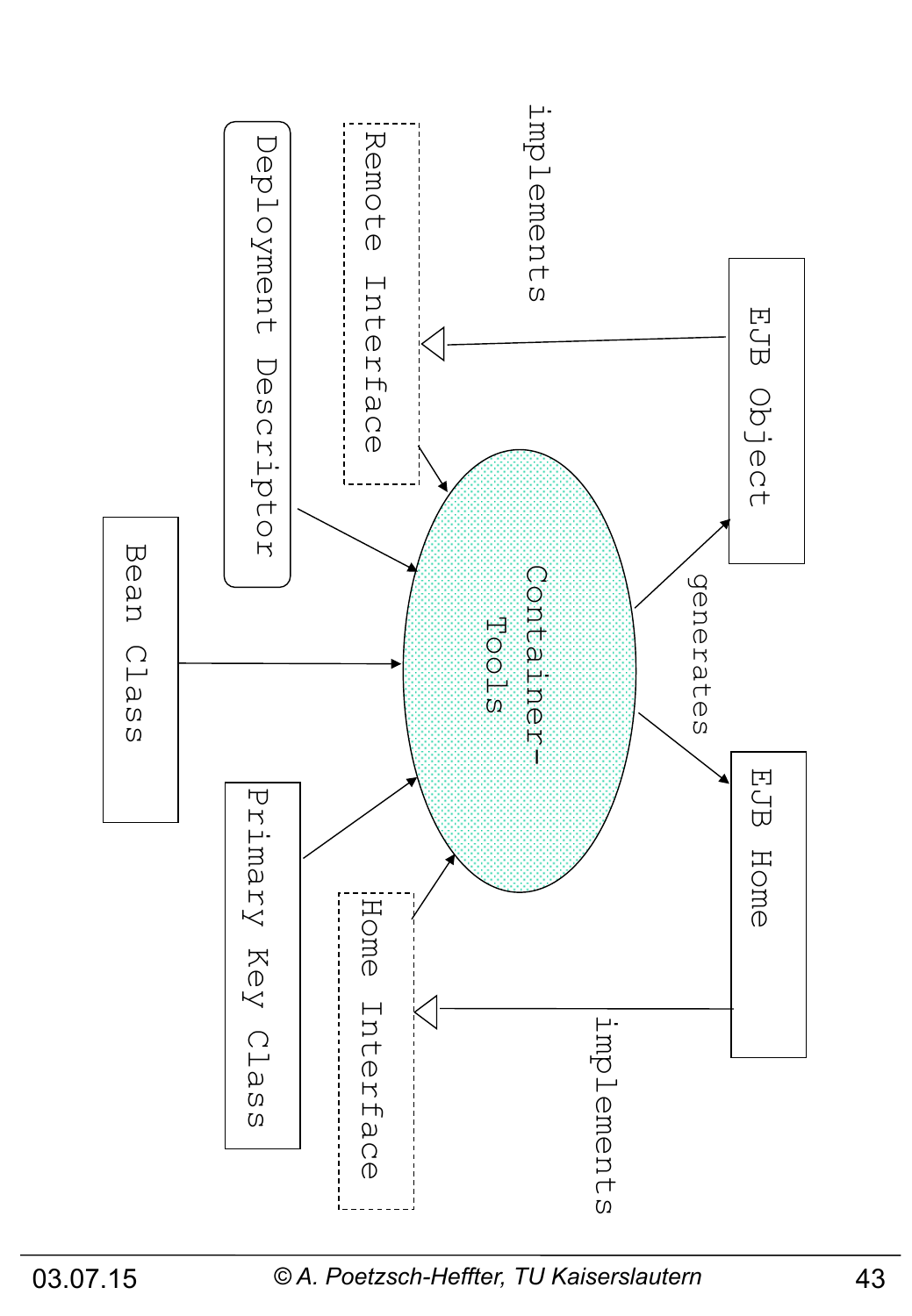Deployment Descriptor

Remote Interface

implements

EJB Object

Bean Class

Container-Tools

generates

Primary Key Class

Home Interface

EJB Home

implements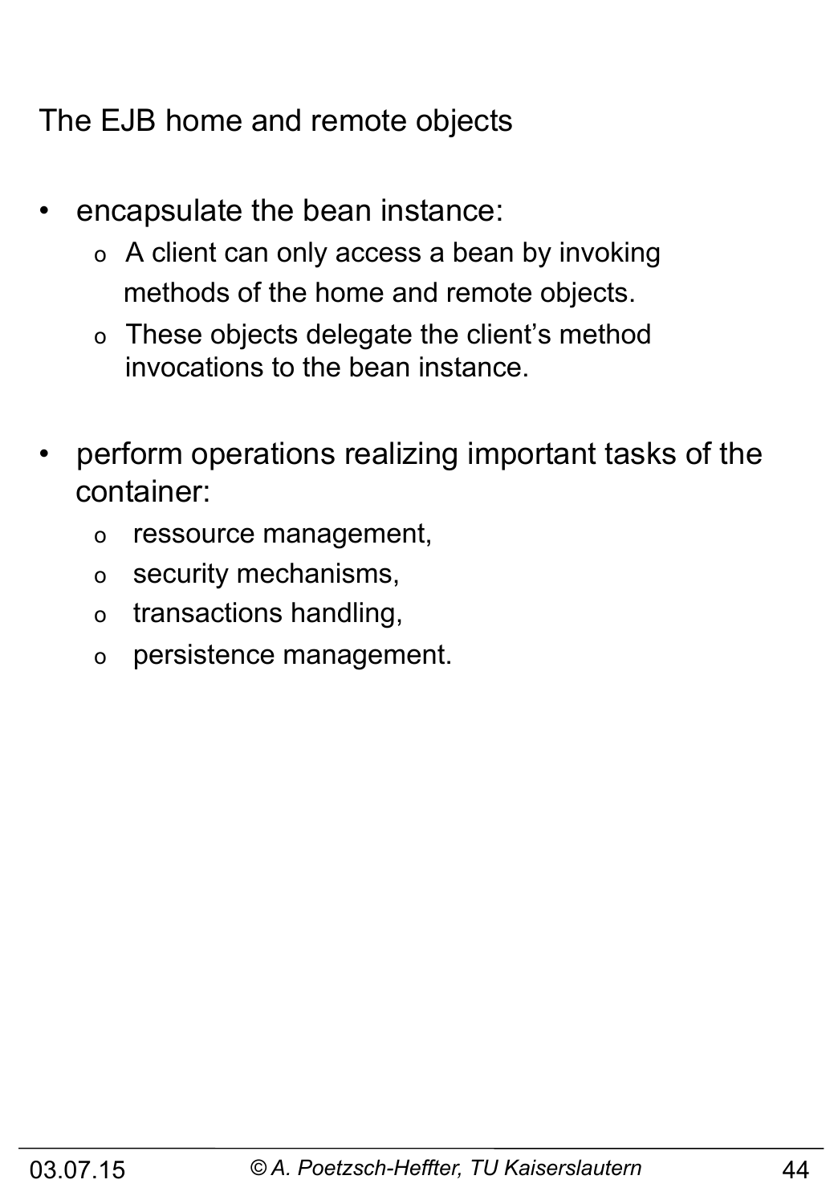## The EJB home and remote objects

- encapsulate the bean instance:
  - A client can only access a bean by invoking methods of the home and remote objects.
  - These objects delegate the client's method invocations to the bean instance.

- perform operations realizing important tasks of the container:
  - ressource management,
  - security mechanisms,
  - transactions handling,
  - persistence management.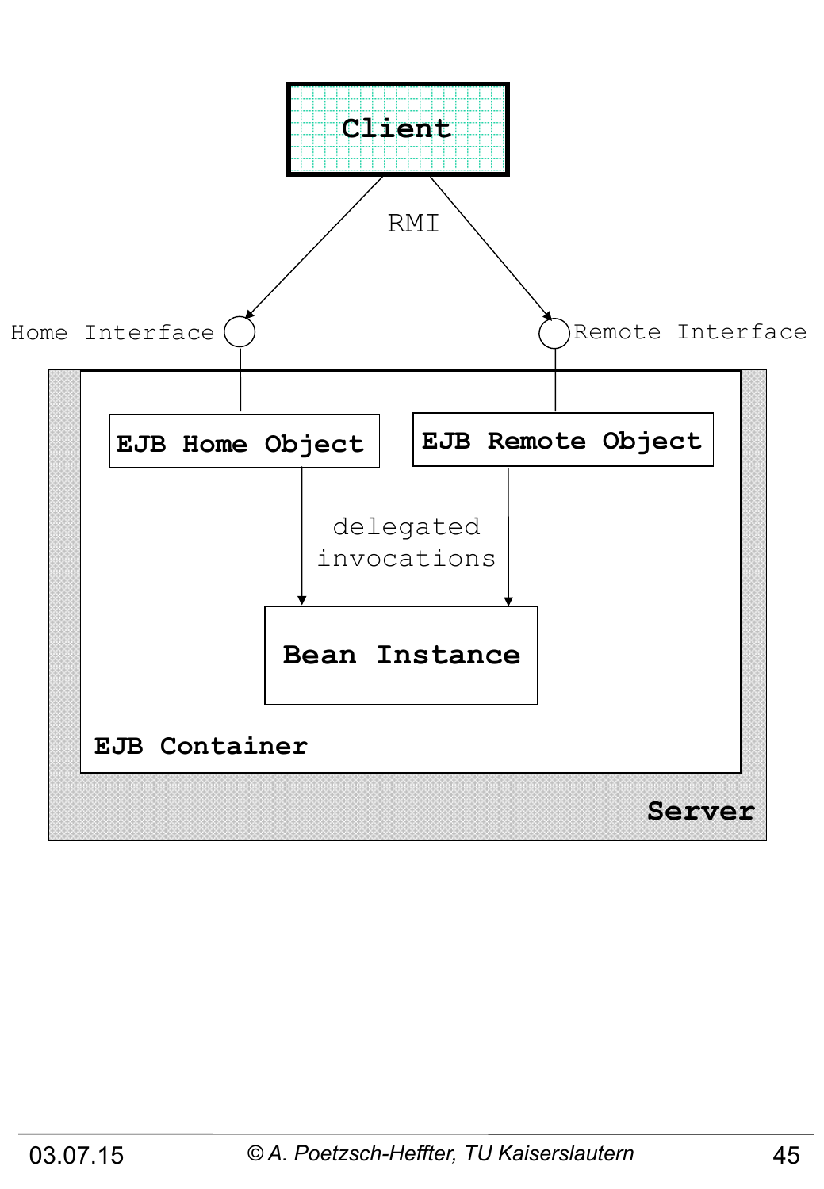Client

RMI

Home Interface

Remote Interface

EJB Home Object

EJB Remote Object

delegated invocations

Bean Instance

EJB Container

Server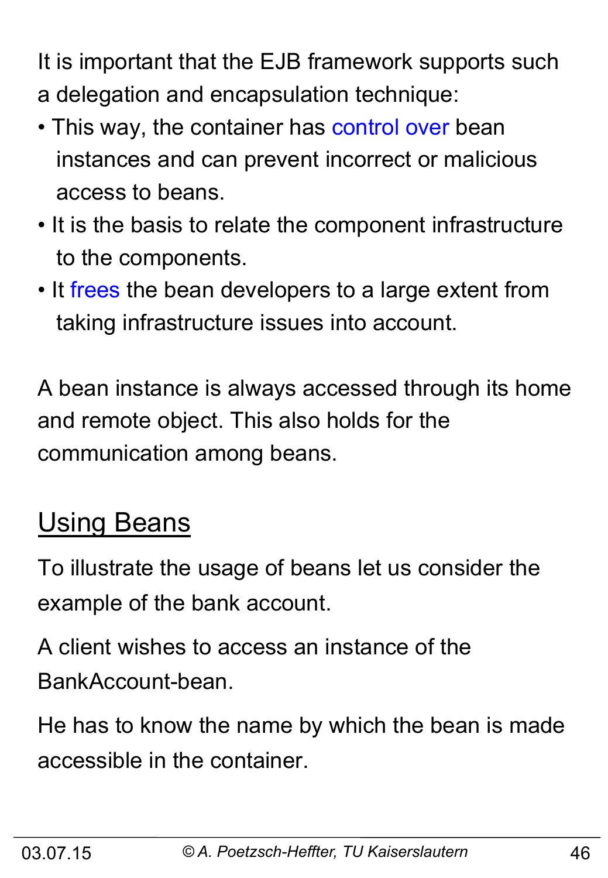It is important that the EJB framework supports such a delegation and encapsulation technique:

- This way, the container has control over bean instances and can prevent incorrect or malicious access to beans.
- It is the basis to relate the component infrastructure to the components.
- It frees the bean developers to a large extent from taking infrastructure issues into account.

A bean instance is always accessed through its home and remote object. This also holds for the communication among beans.

## Using Beans

To illustrate the usage of beans let us consider the example of the bank account.

A client wishes to access an instance of the BankAccount-bean.

He has to know the name by which the bean is made accessible in the container.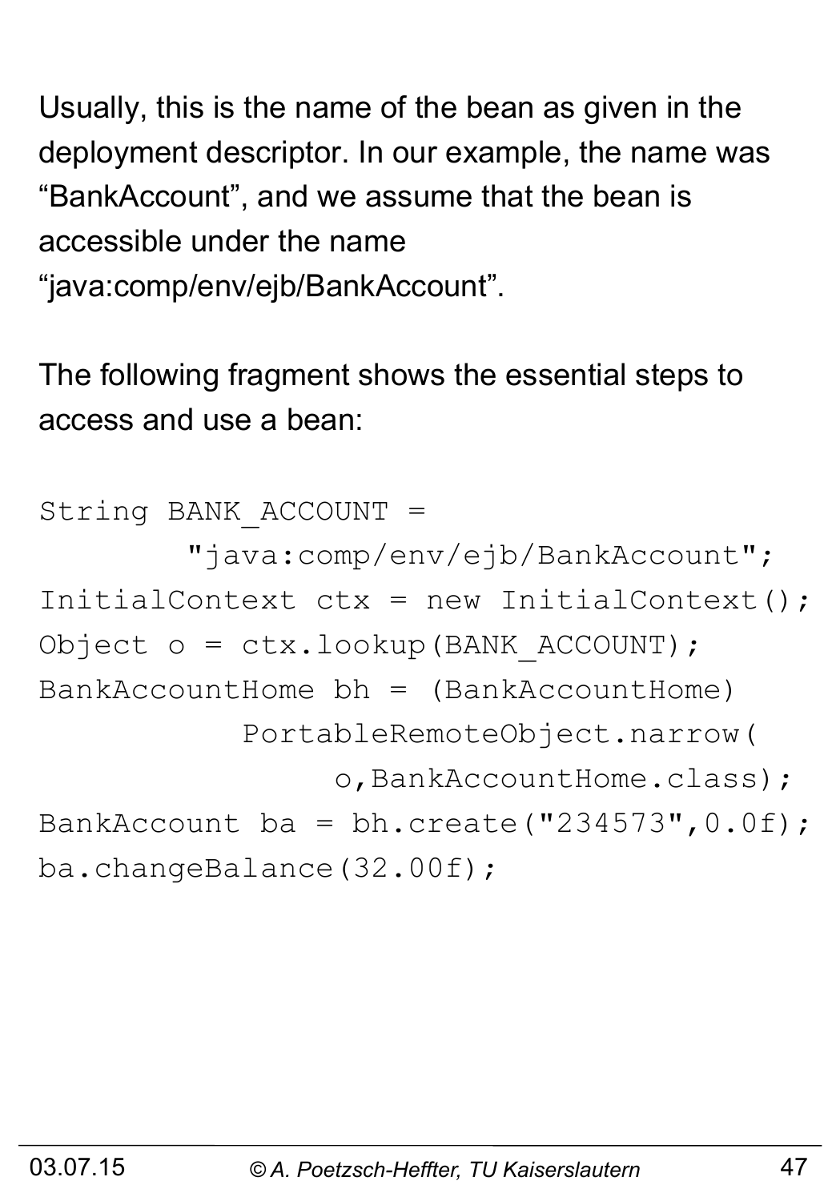Usually, this is the name of the bean as given in the deployment descriptor. In our example, the name was “BankAccount”, and we assume that the bean is accessible under the name “java:comp/env/ejb/BankAccount”.

The following fragment shows the essential steps to access and use a bean:

```
String BANK_ACCOUNT =
        "java:comp/env/ejb/BankAccount";
InitialContext ctx = new InitialContext();
Object o = ctx.lookup(BANK_ACCOUNT);
BankAccountHome bh = (BankAccountHome)
          PortableRemoteObject.narrow(
               o,BankAccountHome.class);
BankAccount ba = bh.create("234573",0.0f);
ba.changeBalance(32.00f);
```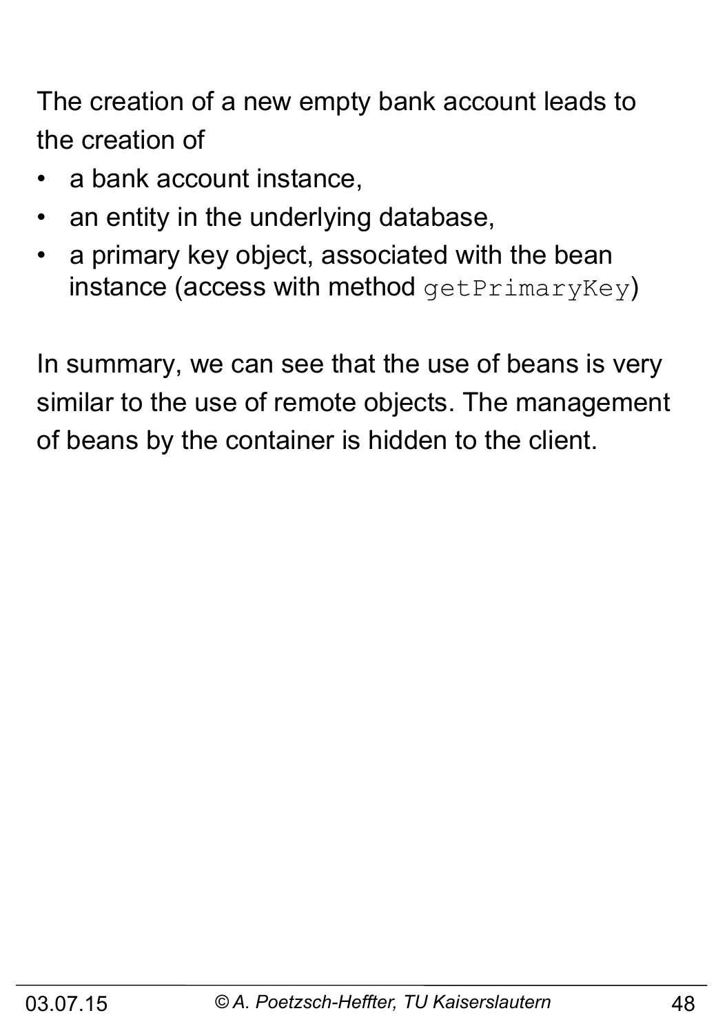The creation of a new empty bank account leads to the creation of

- a bank account instance,
- an entity in the underlying database,
- a primary key object, associated with the bean instance (access with method `getPrimaryKey`)

In summary, we can see that the use of beans is very similar to the use of remote objects. The management of beans by the container is hidden to the client.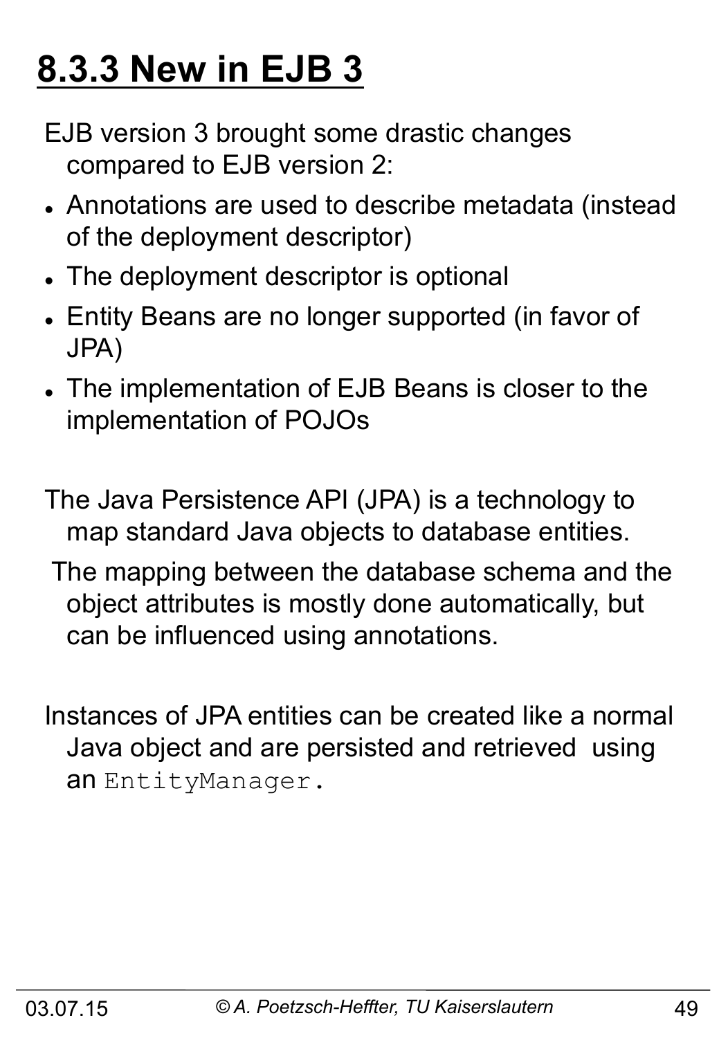# 8.3.3 New in EJB 3

EJB version 3 brought some drastic changes compared to EJB version 2:

- Annotations are used to describe metadata (instead of the deployment descriptor)
- The deployment descriptor is optional
- Entity Beans are no longer supported (in favor of JPA)
- The implementation of EJB Beans is closer to the implementation of POJOs

The Java Persistence API (JPA) is a technology to map standard Java objects to database entities.

The mapping between the database schema and the object attributes is mostly done automatically, but can be influenced using annotations.

Instances of JPA entities can be created like a normal Java object and are persisted and retrieved using an `EntityManager`.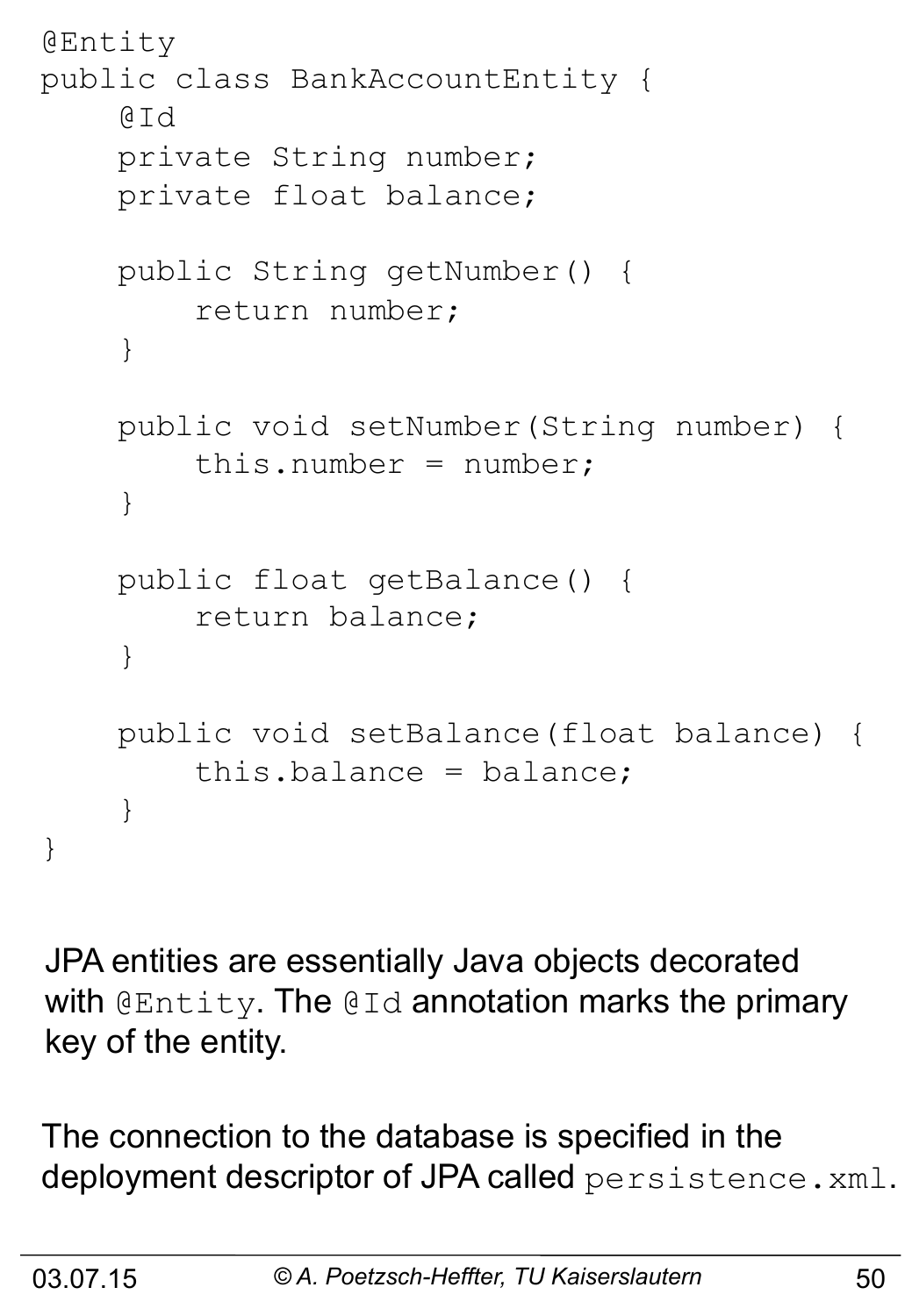```java
@Entity
public class BankAccountEntity {
    @Id
    private String number;
    private float balance;

    public String getNumber() {
        return number;
    }

    public void setNumber(String number) {
        this.number = number;
    }

    public float getBalance() {
        return balance;
    }

    public void setBalance(float balance) {
        this.balance = balance;
    }
}
```

JPA entities are essentially Java objects decorated with `@Entity`. The `@Id` annotation marks the primary key of the entity.

The connection to the database is specified in the deployment descriptor of JPA called `persistence.xml`.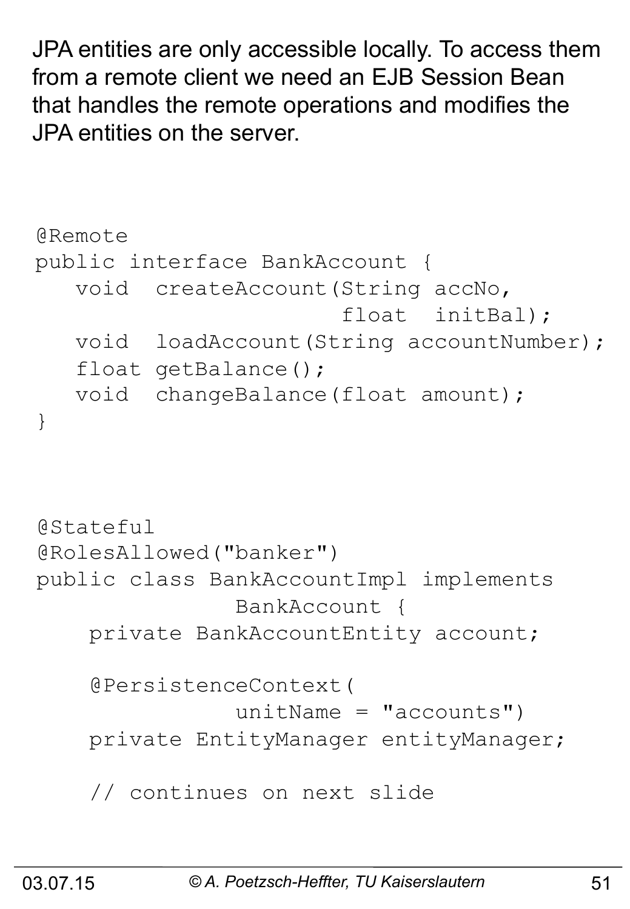JPA entities are only accessible locally. To access them from a remote client we need an EJB Session Bean that handles the remote operations and modifies the JPA entities on the server.

```
@Remote
public interface BankAccount {
   void  createAccount(String accNo,
                       float  initBal);
   void  loadAccount(String accountNumber);
   float getBalance();
   void  changeBalance(float amount);
}
```

```
@Stateful
@RolesAllowed("banker")
public class BankAccountImpl implements
              BankAccount {
    private BankAccountEntity account;

    @PersistenceContext(
              unitName = "accounts")
    private EntityManager entityManager;

    // continues on next slide
```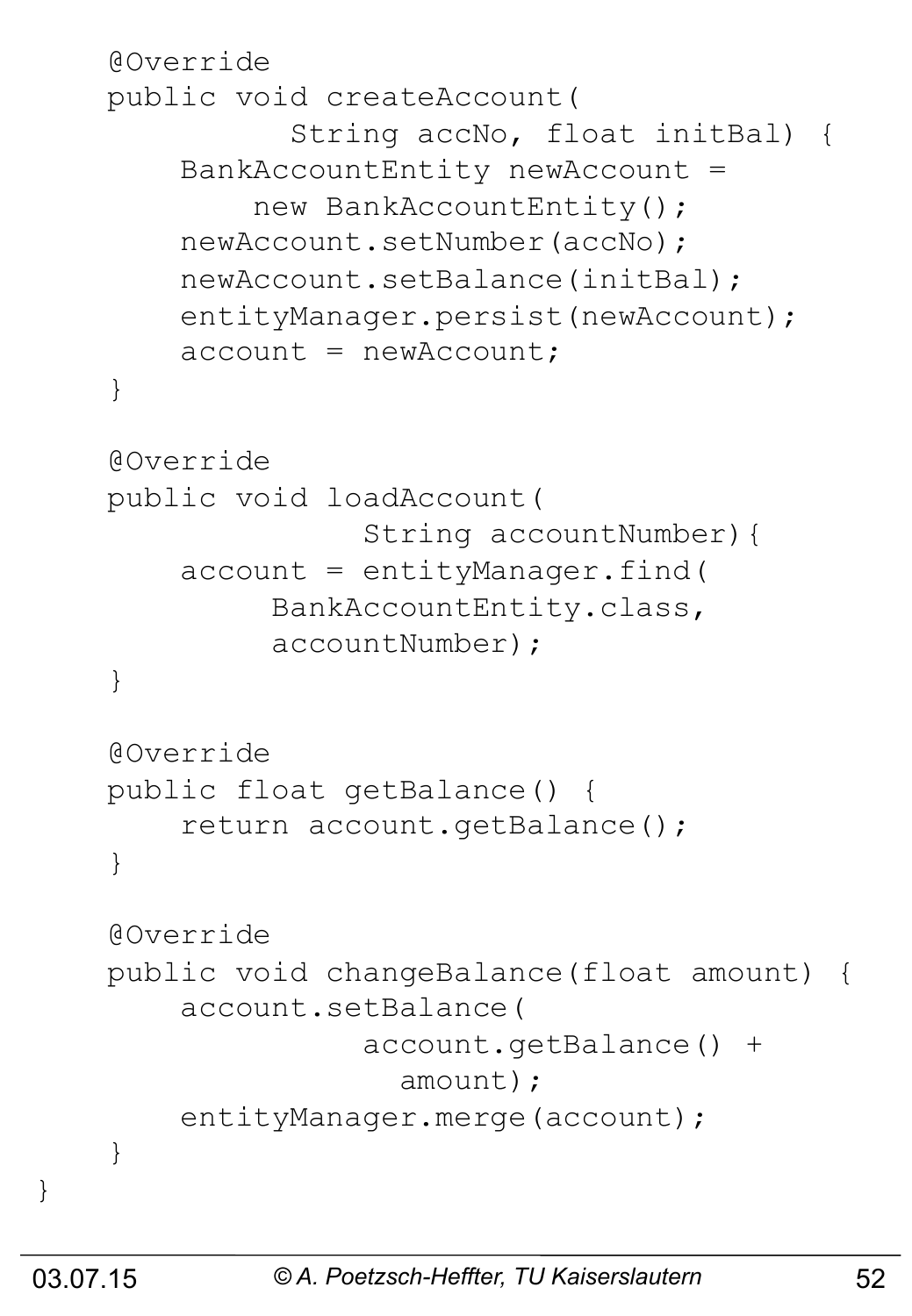```java
    @Override
    public void createAccount(
             String accNo, float initBal) {
        BankAccountEntity newAccount =
            new BankAccountEntity();
        newAccount.setNumber(accNo);
        newAccount.setBalance(initBal);
        entityManager.persist(newAccount);
        account = newAccount;
    }

    @Override
    public void loadAccount(
                String accountNumber){
        account = entityManager.find(
             BankAccountEntity.class,
             accountNumber);
    }

    @Override
    public float getBalance() {
        return account.getBalance();
    }

    @Override
    public void changeBalance(float amount) {
        account.setBalance(
                account.getBalance() +
                  amount);
        entityManager.merge(account);
    }
}
```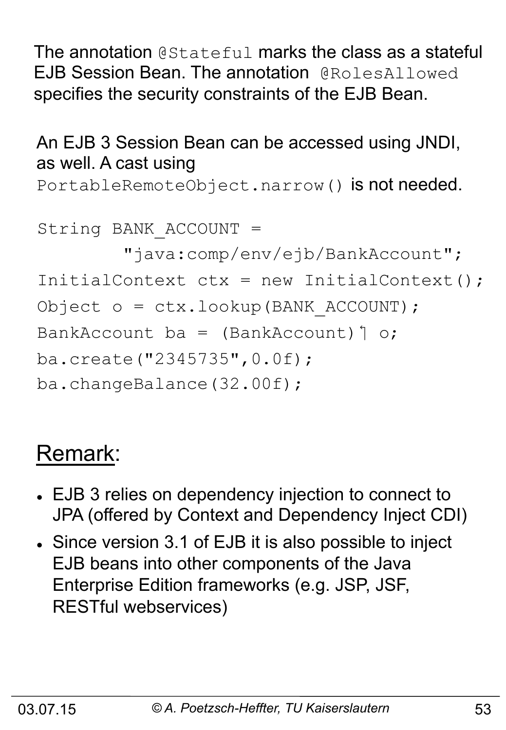The annotation `@Stateful` marks the class as a stateful EJB Session Bean. The annotation `@RolesAllowed` specifies the security constraints of the EJB Bean.

An EJB 3 Session Bean can be accessed using JNDI, as well. A cast using `PortableRemoteObject.narrow()` is not needed.

```
String BANK_ACCOUNT =
        "java:comp/env/ejb/BankAccount";
InitialContext ctx = new InitialContext();
Object o = ctx.lookup(BANK_ACCOUNT);
BankAccount ba = (BankAccount) o;
ba.create("2345735",0.0f);
ba.changeBalance(32.00f);
```

<u>Remark</u>:

- EJB 3 relies on dependency injection to connect to JPA (offered by Context and Dependency Inject CDI)
- Since version 3.1 of EJB it is also possible to inject EJB beans into other components of the Java Enterprise Edition frameworks (e.g. JSP, JSF, RESTful webservices)